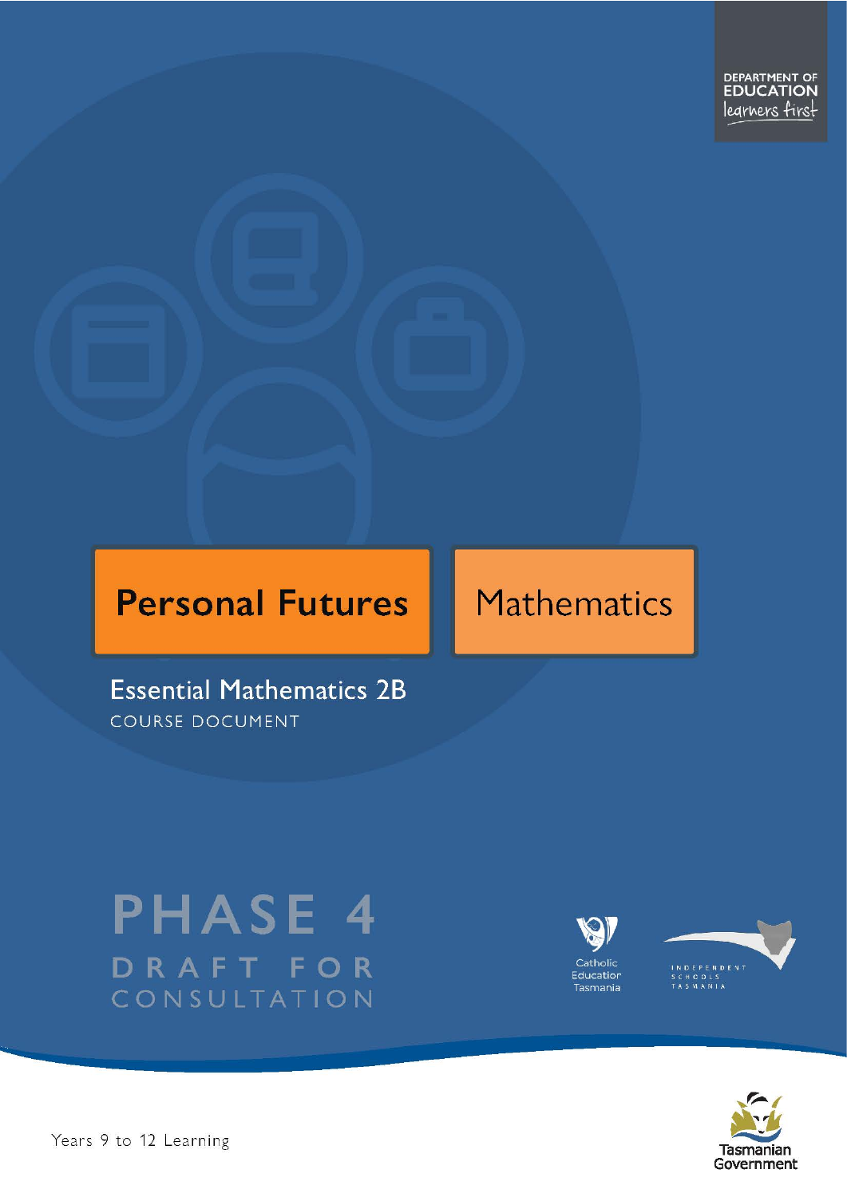DEPARTMENT OF EDUCATION
learners first

# Personal Futures

Mathematics

## Essential Mathematics 2B

COURSE DOCUMENT

PHASE 4

DRAFT FOR CONSULTATION

Catholic Education Tasmania

INDEPENDENT SCHOOLS TASMANIA

Years 9 to 12 Learning

Tasmanian Government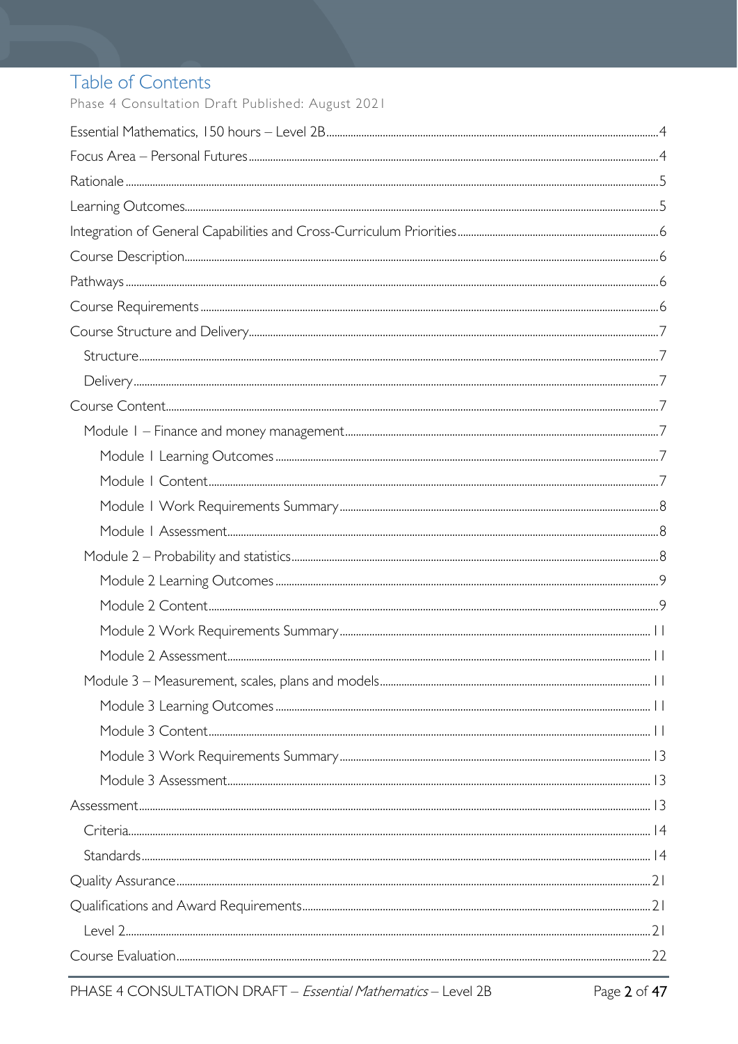# Table of Contents

Phase 4 Consultation Draft Published: August 2021

- Essential Mathematics, 150 hours – Level 2B ..... 4
- Focus Area – Personal Futures ..... 4
- Rationale ..... 5
- Learning Outcomes ..... 5
- Integration of General Capabilities and Cross-Curriculum Priorities ..... 6
- Course Description ..... 6
- Pathways ..... 6
- Course Requirements ..... 6
- Course Structure and Delivery ..... 7
  - Structure ..... 7
  - Delivery ..... 7
- Course Content ..... 7
  - Module 1 – Finance and money management ..... 7
    - Module 1 Learning Outcomes ..... 7
    - Module 1 Content ..... 7
    - Module 1 Work Requirements Summary ..... 8
    - Module 1 Assessment ..... 8
  - Module 2 – Probability and statistics ..... 8
    - Module 2 Learning Outcomes ..... 9
    - Module 2 Content ..... 9
    - Module 2 Work Requirements Summary ..... 11
    - Module 2 Assessment ..... 11
  - Module 3 – Measurement, scales, plans and models ..... 11
    - Module 3 Learning Outcomes ..... 11
    - Module 3 Content ..... 11
    - Module 3 Work Requirements Summary ..... 13
    - Module 3 Assessment ..... 13
- Assessment ..... 13
  - Criteria ..... 14
  - Standards ..... 14
- Quality Assurance ..... 21
- Qualifications and Award Requirements ..... 21
  - Level 2 ..... 21
- Course Evaluation ..... 22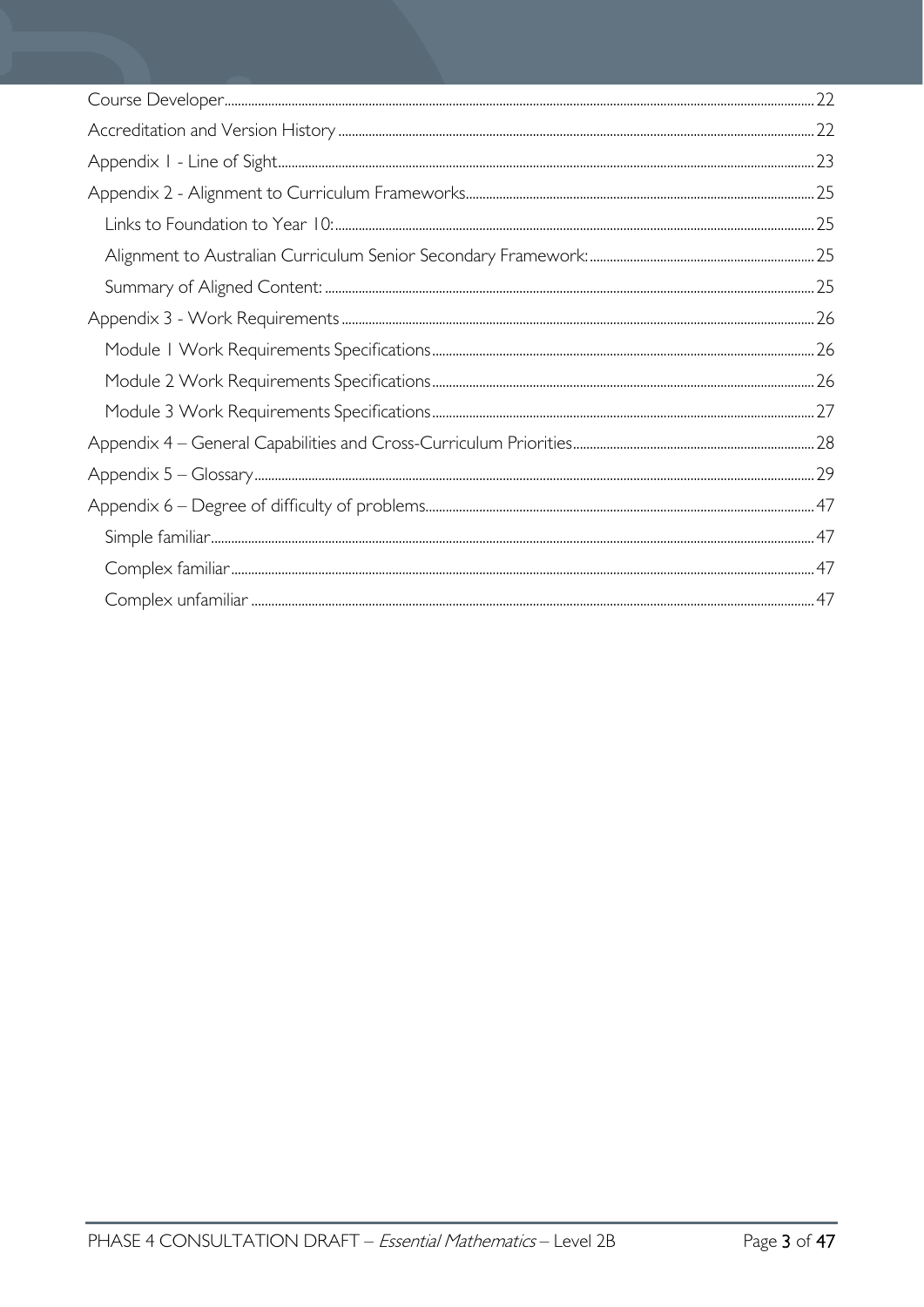Course Developer ... 22

Accreditation and Version History ... 22

Appendix 1 - Line of Sight ... 23

Appendix 2 - Alignment to Curriculum Frameworks ... 25

- Links to Foundation to Year 10: ... 25
- Alignment to Australian Curriculum Senior Secondary Framework: ... 25
- Summary of Aligned Content: ... 25

Appendix 3 - Work Requirements ... 26

- Module 1 Work Requirements Specifications ... 26
- Module 2 Work Requirements Specifications ... 26
- Module 3 Work Requirements Specifications ... 27

Appendix 4 – General Capabilities and Cross-Curriculum Priorities ... 28

Appendix 5 – Glossary ... 29

Appendix 6 – Degree of difficulty of problems ... 47

- Simple familiar ... 47
- Complex familiar ... 47
- Complex unfamiliar ... 47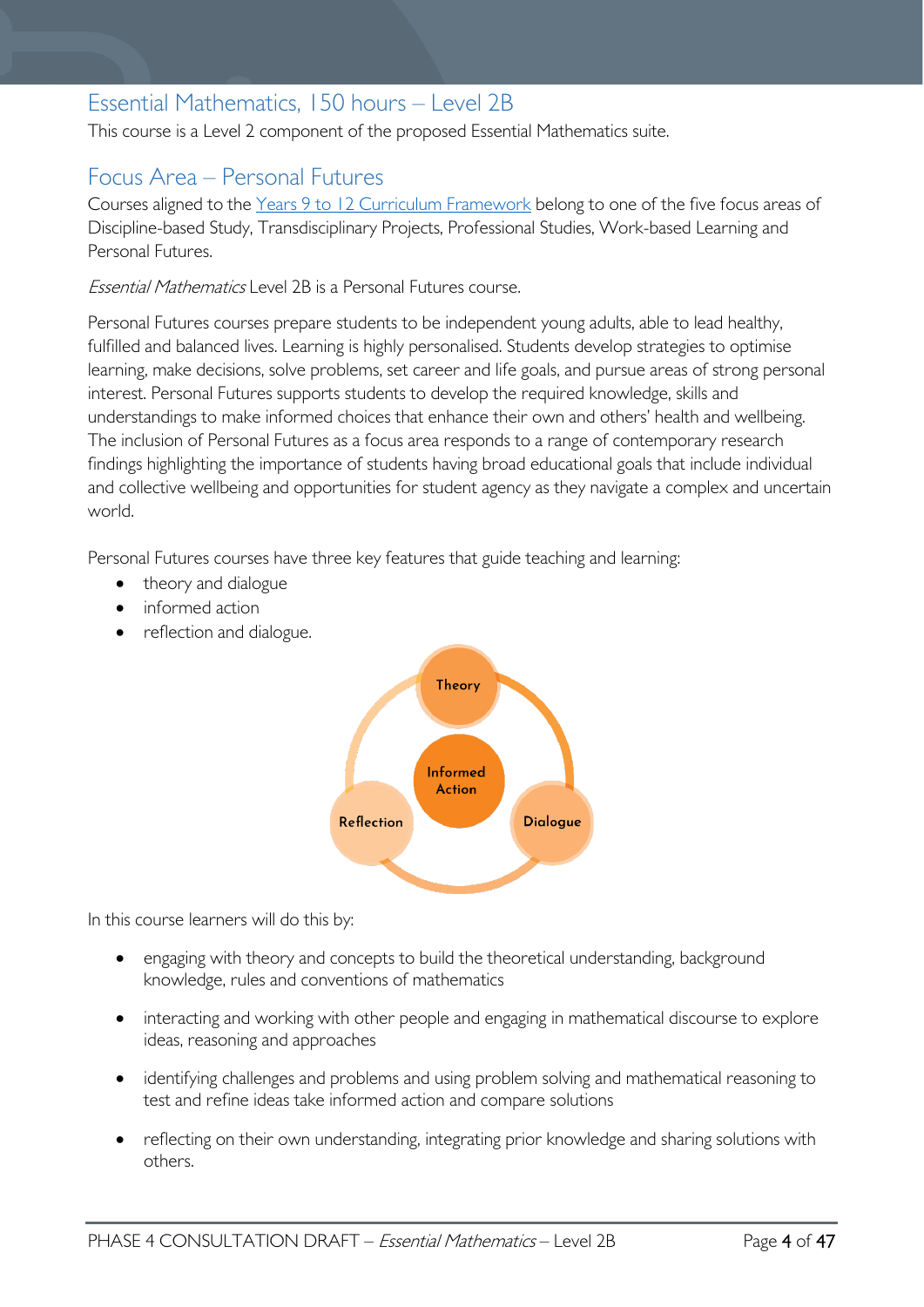## Essential Mathematics, 150 hours – Level 2B

This course is a Level 2 component of the proposed Essential Mathematics suite.

## Focus Area – Personal Futures

Courses aligned to the Years 9 to 12 Curriculum Framework belong to one of the five focus areas of Discipline-based Study, Transdisciplinary Projects, Professional Studies, Work-based Learning and Personal Futures.

*Essential Mathematics* Level 2B is a Personal Futures course.

Personal Futures courses prepare students to be independent young adults, able to lead healthy, fulfilled and balanced lives. Learning is highly personalised. Students develop strategies to optimise learning, make decisions, solve problems, set career and life goals, and pursue areas of strong personal interest. Personal Futures supports students to develop the required knowledge, skills and understandings to make informed choices that enhance their own and others' health and wellbeing. The inclusion of Personal Futures as a focus area responds to a range of contemporary research findings highlighting the importance of students having broad educational goals that include individual and collective wellbeing and opportunities for student agency as they navigate a complex and uncertain world.

Personal Futures courses have three key features that guide teaching and learning:

- theory and dialogue
- informed action
- reflection and dialogue.

Theory

Informed Action

Reflection

Dialogue

In this course learners will do this by:

- engaging with theory and concepts to build the theoretical understanding, background knowledge, rules and conventions of mathematics
- interacting and working with other people and engaging in mathematical discourse to explore ideas, reasoning and approaches
- identifying challenges and problems and using problem solving and mathematical reasoning to test and refine ideas take informed action and compare solutions
- reflecting on their own understanding, integrating prior knowledge and sharing solutions with others.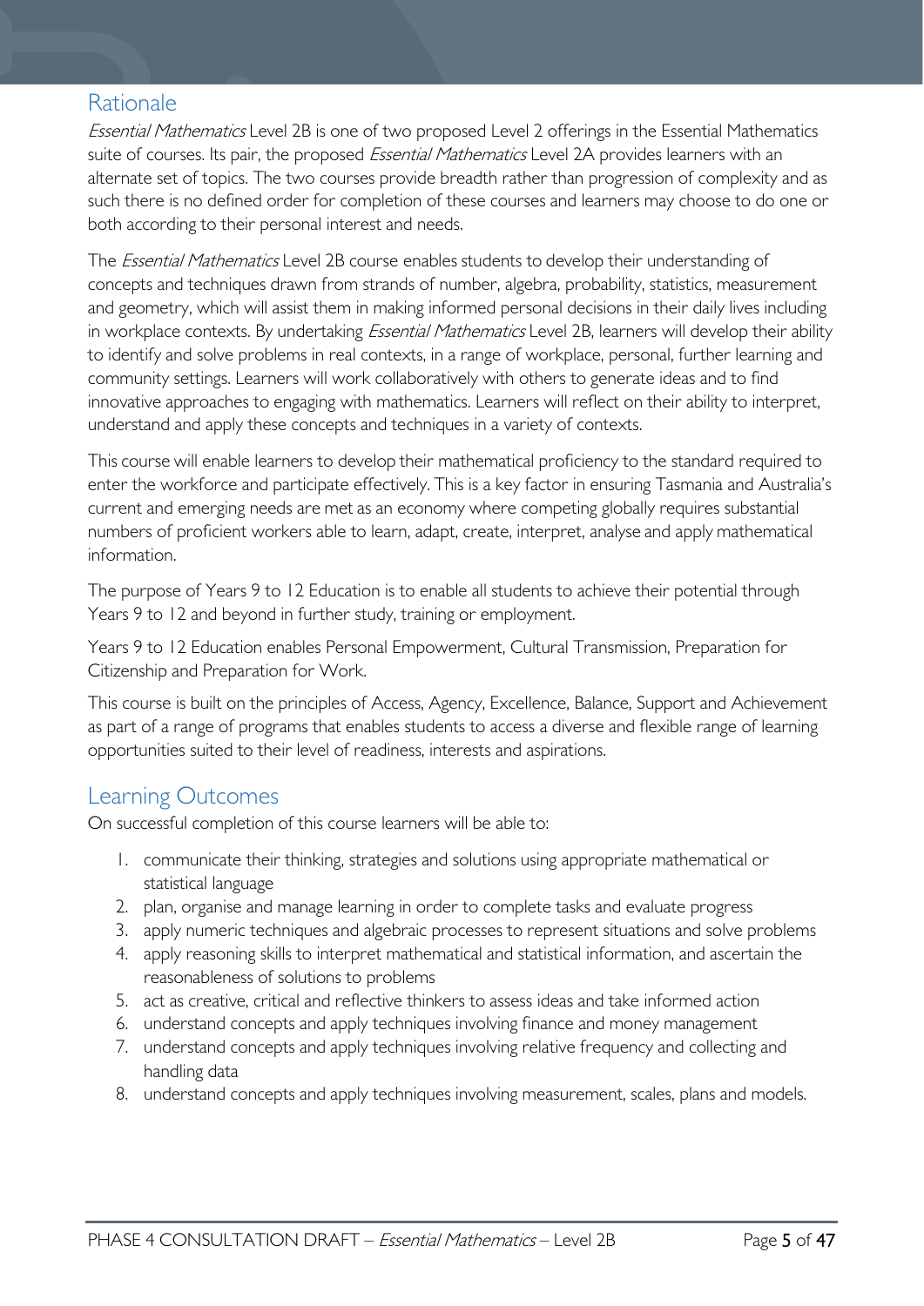## Rationale

*Essential Mathematics* Level 2B is one of two proposed Level 2 offerings in the Essential Mathematics suite of courses. Its pair, the proposed *Essential Mathematics* Level 2A provides learners with an alternate set of topics. The two courses provide breadth rather than progression of complexity and as such there is no defined order for completion of these courses and learners may choose to do one or both according to their personal interest and needs.

The *Essential Mathematics* Level 2B course enables students to develop their understanding of concepts and techniques drawn from strands of number, algebra, probability, statistics, measurement and geometry, which will assist them in making informed personal decisions in their daily lives including in workplace contexts. By undertaking *Essential Mathematics* Level 2B, learners will develop their ability to identify and solve problems in real contexts, in a range of workplace, personal, further learning and community settings. Learners will work collaboratively with others to generate ideas and to find innovative approaches to engaging with mathematics. Learners will reflect on their ability to interpret, understand and apply these concepts and techniques in a variety of contexts.

This course will enable learners to develop their mathematical proficiency to the standard required to enter the workforce and participate effectively. This is a key factor in ensuring Tasmania and Australia's current and emerging needs are met as an economy where competing globally requires substantial numbers of proficient workers able to learn, adapt, create, interpret, analyse and apply mathematical information.

The purpose of Years 9 to 12 Education is to enable all students to achieve their potential through Years 9 to 12 and beyond in further study, training or employment.

Years 9 to 12 Education enables Personal Empowerment, Cultural Transmission, Preparation for Citizenship and Preparation for Work.

This course is built on the principles of Access, Agency, Excellence, Balance, Support and Achievement as part of a range of programs that enables students to access a diverse and flexible range of learning opportunities suited to their level of readiness, interests and aspirations.

## Learning Outcomes

On successful completion of this course learners will be able to:

1. communicate their thinking, strategies and solutions using appropriate mathematical or statistical language
2. plan, organise and manage learning in order to complete tasks and evaluate progress
3. apply numeric techniques and algebraic processes to represent situations and solve problems
4. apply reasoning skills to interpret mathematical and statistical information, and ascertain the reasonableness of solutions to problems
5. act as creative, critical and reflective thinkers to assess ideas and take informed action
6. understand concepts and apply techniques involving finance and money management
7. understand concepts and apply techniques involving relative frequency and collecting and handling data
8. understand concepts and apply techniques involving measurement, scales, plans and models.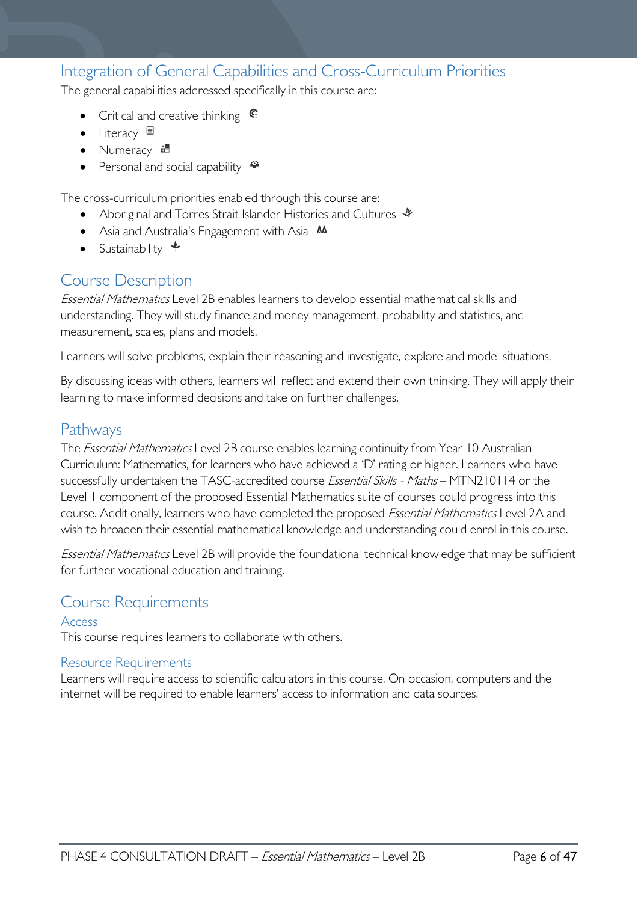## Integration of General Capabilities and Cross-Curriculum Priorities

The general capabilities addressed specifically in this course are:

- Critical and creative thinking
- Literacy
- Numeracy
- Personal and social capability

The cross-curriculum priorities enabled through this course are:

- Aboriginal and Torres Strait Islander Histories and Cultures
- Asia and Australia's Engagement with Asia
- Sustainability

## Course Description

*Essential Mathematics* Level 2B enables learners to develop essential mathematical skills and understanding. They will study finance and money management, probability and statistics, and measurement, scales, plans and models.

Learners will solve problems, explain their reasoning and investigate, explore and model situations.

By discussing ideas with others, learners will reflect and extend their own thinking. They will apply their learning to make informed decisions and take on further challenges.

## Pathways

The *Essential Mathematics* Level 2B course enables learning continuity from Year 10 Australian Curriculum: Mathematics, for learners who have achieved a 'D' rating or higher. Learners who have successfully undertaken the TASC-accredited course *Essential Skills - Maths* – MTN210114 or the Level 1 component of the proposed Essential Mathematics suite of courses could progress into this course. Additionally, learners who have completed the proposed *Essential Mathematics* Level 2A and wish to broaden their essential mathematical knowledge and understanding could enrol in this course.

*Essential Mathematics* Level 2B will provide the foundational technical knowledge that may be sufficient for further vocational education and training.

## Course Requirements

### Access

This course requires learners to collaborate with others.

### Resource Requirements

Learners will require access to scientific calculators in this course. On occasion, computers and the internet will be required to enable learners' access to information and data sources.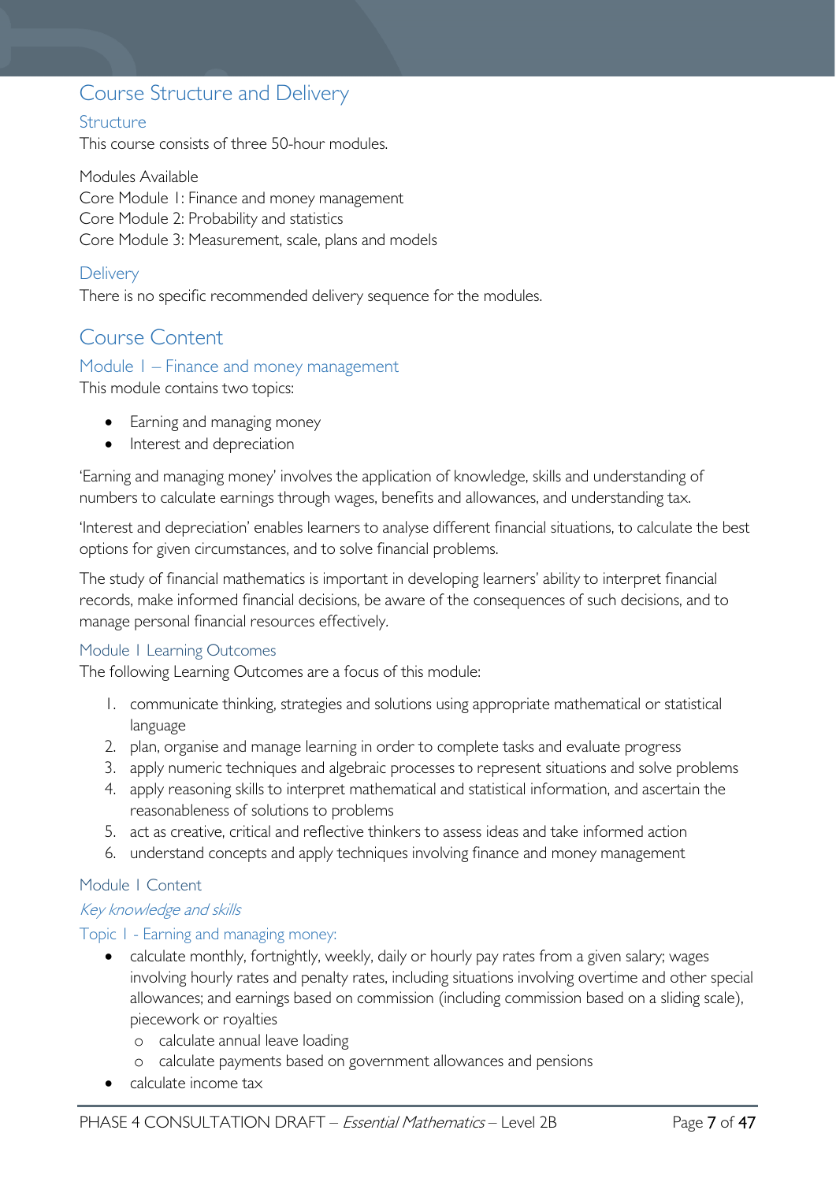# Course Structure and Delivery

## Structure

This course consists of three 50-hour modules.

Modules Available
Core Module 1: Finance and money management
Core Module 2: Probability and statistics
Core Module 3: Measurement, scale, plans and models

## Delivery

There is no specific recommended delivery sequence for the modules.

# Course Content

## Module 1 – Finance and money management

This module contains two topics:

- Earning and managing money
- Interest and depreciation

'Earning and managing money' involves the application of knowledge, skills and understanding of numbers to calculate earnings through wages, benefits and allowances, and understanding tax.

'Interest and depreciation' enables learners to analyse different financial situations, to calculate the best options for given circumstances, and to solve financial problems.

The study of financial mathematics is important in developing learners' ability to interpret financial records, make informed financial decisions, be aware of the consequences of such decisions, and to manage personal financial resources effectively.

### Module 1 Learning Outcomes

The following Learning Outcomes are a focus of this module:

1. communicate thinking, strategies and solutions using appropriate mathematical or statistical language
2. plan, organise and manage learning in order to complete tasks and evaluate progress
3. apply numeric techniques and algebraic processes to represent situations and solve problems
4. apply reasoning skills to interpret mathematical and statistical information, and ascertain the reasonableness of solutions to problems
5. act as creative, critical and reflective thinkers to assess ideas and take informed action
6. understand concepts and apply techniques involving finance and money management

### Module 1 Content

*Key knowledge and skills*

#### Topic 1 - Earning and managing money:

- calculate monthly, fortnightly, weekly, daily or hourly pay rates from a given salary; wages involving hourly rates and penalty rates, including situations involving overtime and other special allowances; and earnings based on commission (including commission based on a sliding scale), piecework or royalties
  - calculate annual leave loading
  - calculate payments based on government allowances and pensions
- calculate income tax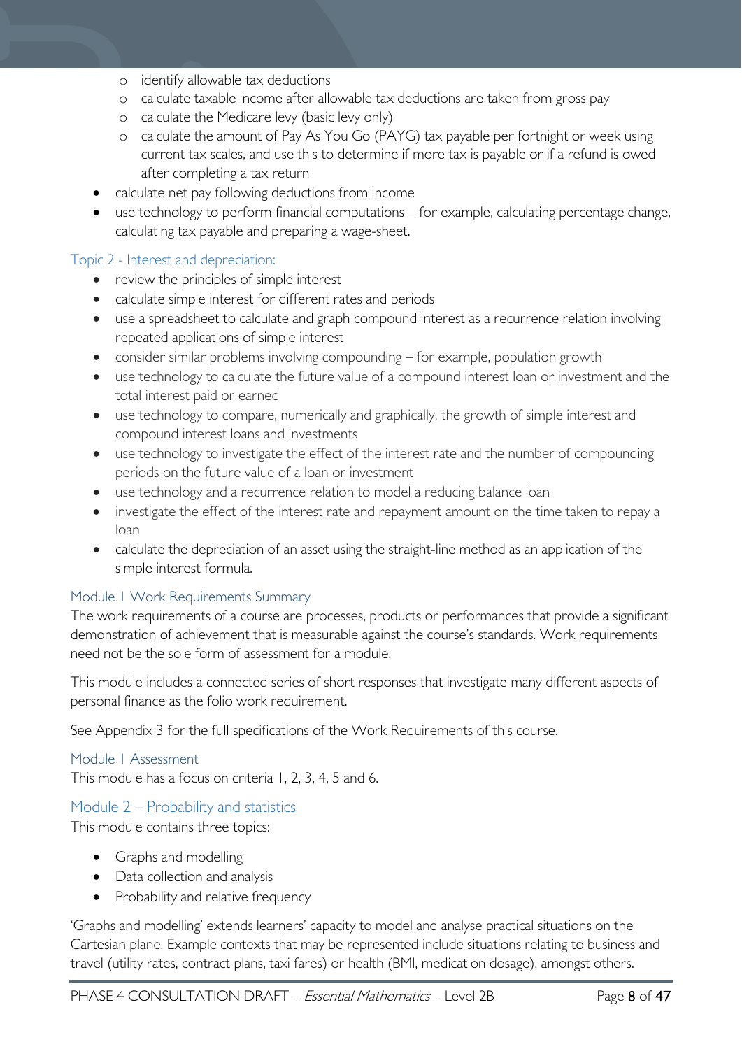- identify allowable tax deductions
  - calculate taxable income after allowable tax deductions are taken from gross pay
  - calculate the Medicare levy (basic levy only)
  - calculate the amount of Pay As You Go (PAYG) tax payable per fortnight or week using current tax scales, and use this to determine if more tax is payable or if a refund is owed after completing a tax return
- calculate net pay following deductions from income
- use technology to perform financial computations – for example, calculating percentage change, calculating tax payable and preparing a wage-sheet.

### Topic 2 - Interest and depreciation:

- review the principles of simple interest
- calculate simple interest for different rates and periods
- use a spreadsheet to calculate and graph compound interest as a recurrence relation involving repeated applications of simple interest
- consider similar problems involving compounding – for example, population growth
- use technology to calculate the future value of a compound interest loan or investment and the total interest paid or earned
- use technology to compare, numerically and graphically, the growth of simple interest and compound interest loans and investments
- use technology to investigate the effect of the interest rate and the number of compounding periods on the future value of a loan or investment
- use technology and a recurrence relation to model a reducing balance loan
- investigate the effect of the interest rate and repayment amount on the time taken to repay a loan
- calculate the depreciation of an asset using the straight-line method as an application of the simple interest formula.

### Module 1 Work Requirements Summary

The work requirements of a course are processes, products or performances that provide a significant demonstration of achievement that is measurable against the course's standards. Work requirements need not be the sole form of assessment for a module.

This module includes a connected series of short responses that investigate many different aspects of personal finance as the folio work requirement.

See Appendix 3 for the full specifications of the Work Requirements of this course.

### Module 1 Assessment

This module has a focus on criteria 1, 2, 3, 4, 5 and 6.

## Module 2 – Probability and statistics

This module contains three topics:

- Graphs and modelling
- Data collection and analysis
- Probability and relative frequency

'Graphs and modelling' extends learners' capacity to model and analyse practical situations on the Cartesian plane. Example contexts that may be represented include situations relating to business and travel (utility rates, contract plans, taxi fares) or health (BMI, medication dosage), amongst others.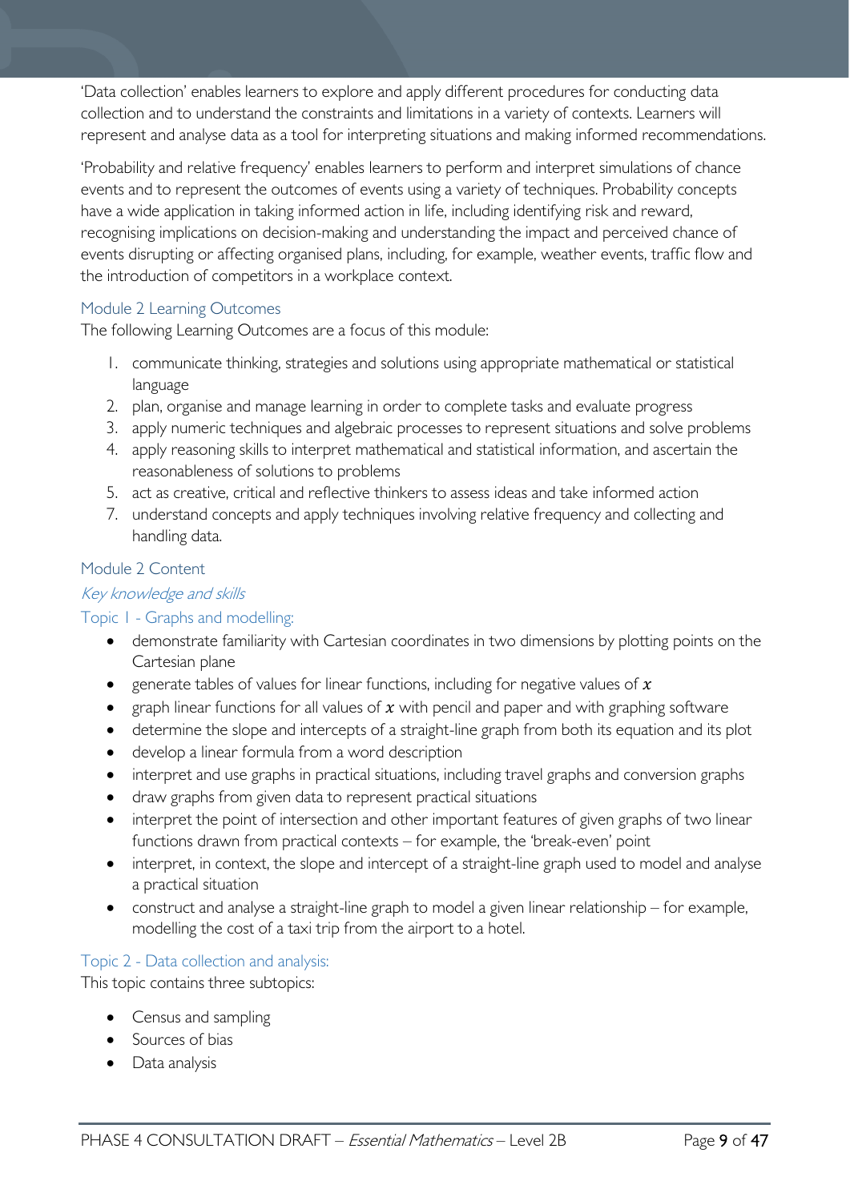'Data collection' enables learners to explore and apply different procedures for conducting data collection and to understand the constraints and limitations in a variety of contexts. Learners will represent and analyse data as a tool for interpreting situations and making informed recommendations.

'Probability and relative frequency' enables learners to perform and interpret simulations of chance events and to represent the outcomes of events using a variety of techniques. Probability concepts have a wide application in taking informed action in life, including identifying risk and reward, recognising implications on decision-making and understanding the impact and perceived chance of events disrupting or affecting organised plans, including, for example, weather events, traffic flow and the introduction of competitors in a workplace context.

### Module 2 Learning Outcomes

The following Learning Outcomes are a focus of this module:

1. communicate thinking, strategies and solutions using appropriate mathematical or statistical language
2. plan, organise and manage learning in order to complete tasks and evaluate progress
3. apply numeric techniques and algebraic processes to represent situations and solve problems
4. apply reasoning skills to interpret mathematical and statistical information, and ascertain the reasonableness of solutions to problems
5. act as creative, critical and reflective thinkers to assess ideas and take informed action

7. understand concepts and apply techniques involving relative frequency and collecting and handling data.

### Module 2 Content

#### *Key knowledge and skills*

#### Topic 1 - Graphs and modelling:

- demonstrate familiarity with Cartesian coordinates in two dimensions by plotting points on the Cartesian plane
- generate tables of values for linear functions, including for negative values of $x$
- graph linear functions for all values of $x$ with pencil and paper and with graphing software
- determine the slope and intercepts of a straight-line graph from both its equation and its plot
- develop a linear formula from a word description
- interpret and use graphs in practical situations, including travel graphs and conversion graphs
- draw graphs from given data to represent practical situations
- interpret the point of intersection and other important features of given graphs of two linear functions drawn from practical contexts – for example, the 'break-even' point
- interpret, in context, the slope and intercept of a straight-line graph used to model and analyse a practical situation
- construct and analyse a straight-line graph to model a given linear relationship – for example, modelling the cost of a taxi trip from the airport to a hotel.

#### Topic 2 - Data collection and analysis:

This topic contains three subtopics:

- Census and sampling
- Sources of bias
- Data analysis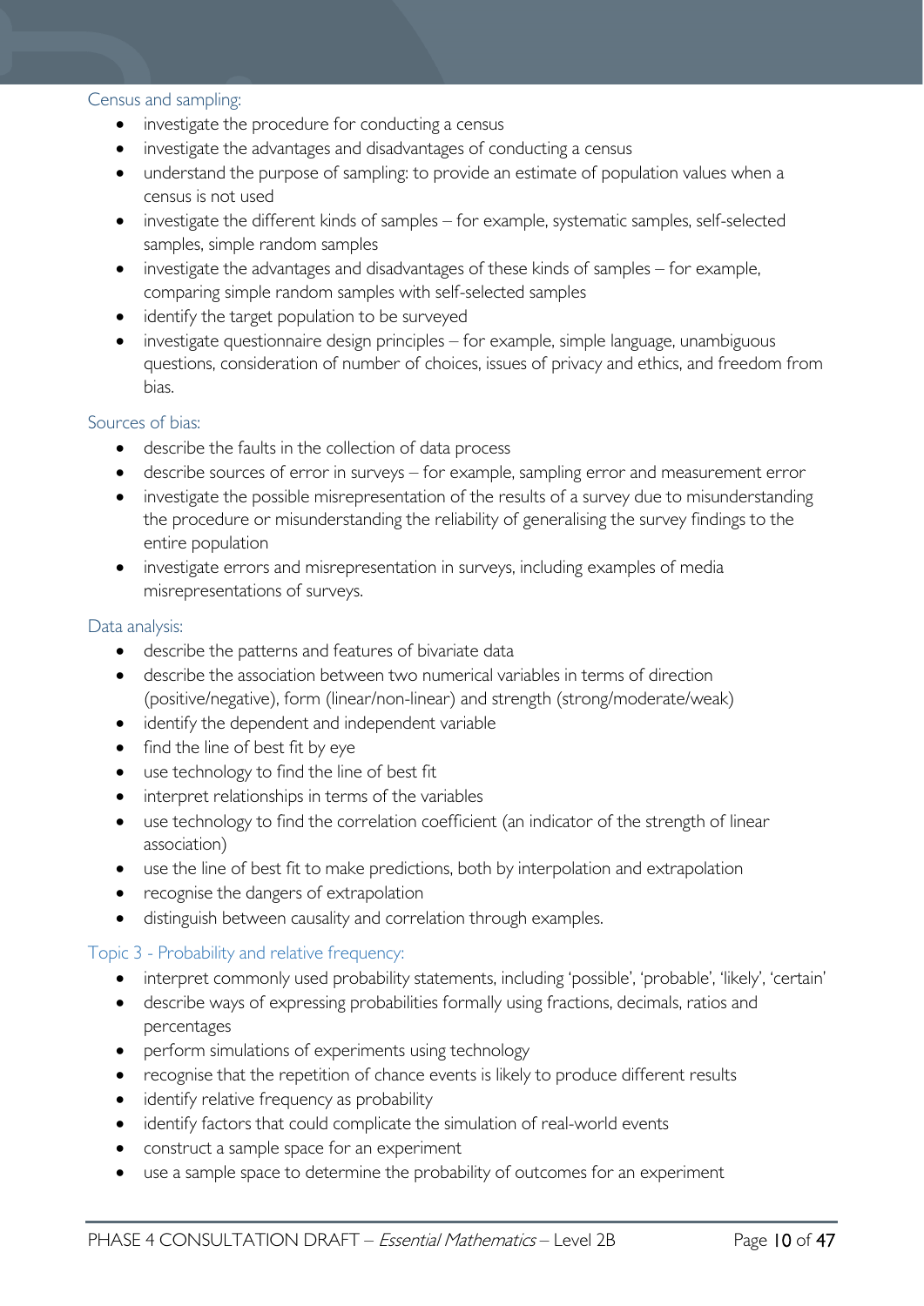### Census and sampling:

- investigate the procedure for conducting a census
- investigate the advantages and disadvantages of conducting a census
- understand the purpose of sampling: to provide an estimate of population values when a census is not used
- investigate the different kinds of samples – for example, systematic samples, self-selected samples, simple random samples
- investigate the advantages and disadvantages of these kinds of samples – for example, comparing simple random samples with self-selected samples
- identify the target population to be surveyed
- investigate questionnaire design principles – for example, simple language, unambiguous questions, consideration of number of choices, issues of privacy and ethics, and freedom from bias.

### Sources of bias:

- describe the faults in the collection of data process
- describe sources of error in surveys – for example, sampling error and measurement error
- investigate the possible misrepresentation of the results of a survey due to misunderstanding the procedure or misunderstanding the reliability of generalising the survey findings to the entire population
- investigate errors and misrepresentation in surveys, including examples of media misrepresentations of surveys.

### Data analysis:

- describe the patterns and features of bivariate data
- describe the association between two numerical variables in terms of direction (positive/negative), form (linear/non-linear) and strength (strong/moderate/weak)
- identify the dependent and independent variable
- find the line of best fit by eye
- use technology to find the line of best fit
- interpret relationships in terms of the variables
- use technology to find the correlation coefficient (an indicator of the strength of linear association)
- use the line of best fit to make predictions, both by interpolation and extrapolation
- recognise the dangers of extrapolation
- distinguish between causality and correlation through examples.

### Topic 3 - Probability and relative frequency:

- interpret commonly used probability statements, including 'possible', 'probable', 'likely', 'certain'
- describe ways of expressing probabilities formally using fractions, decimals, ratios and percentages
- perform simulations of experiments using technology
- recognise that the repetition of chance events is likely to produce different results
- identify relative frequency as probability
- identify factors that could complicate the simulation of real-world events
- construct a sample space for an experiment
- use a sample space to determine the probability of outcomes for an experiment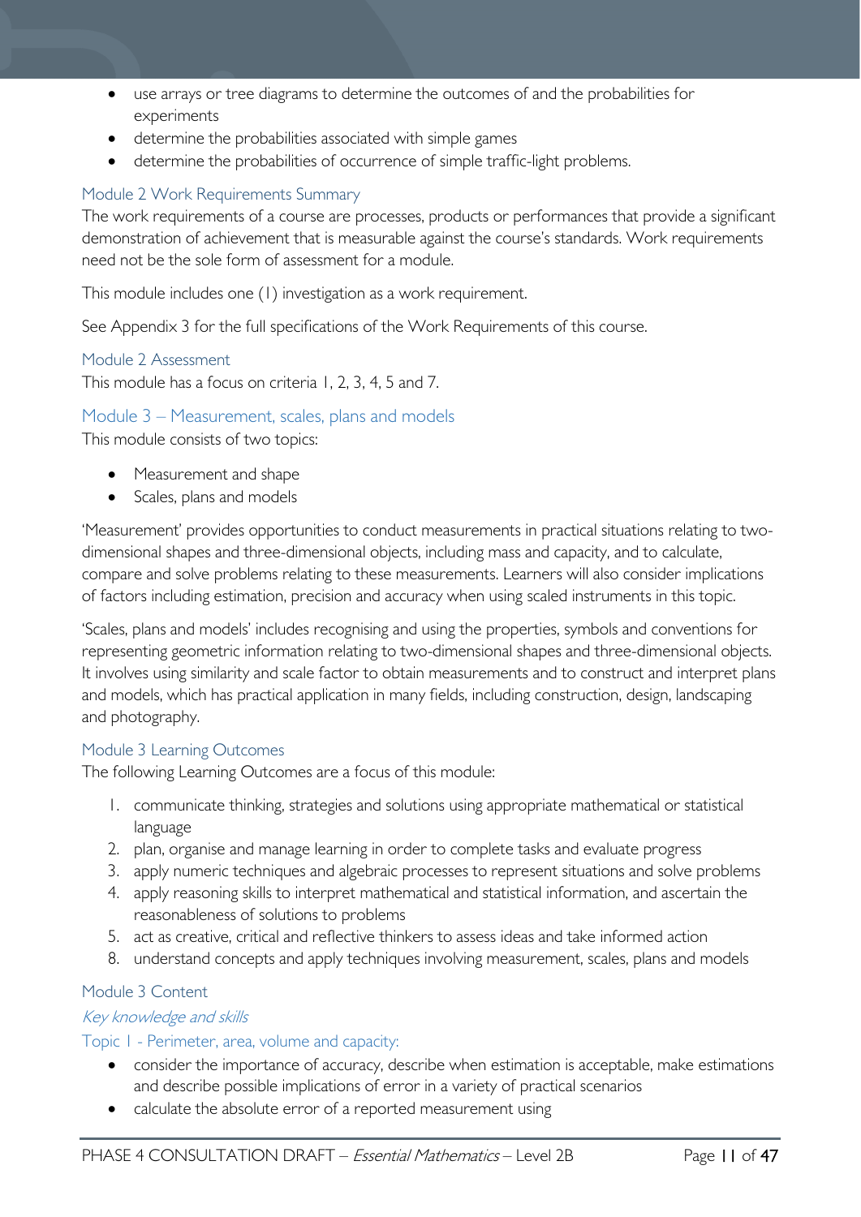- use arrays or tree diagrams to determine the outcomes of and the probabilities for experiments
- determine the probabilities associated with simple games
- determine the probabilities of occurrence of simple traffic-light problems.

### Module 2 Work Requirements Summary

The work requirements of a course are processes, products or performances that provide a significant demonstration of achievement that is measurable against the course's standards. Work requirements need not be the sole form of assessment for a module.

This module includes one (1) investigation as a work requirement.

See Appendix 3 for the full specifications of the Work Requirements of this course.

### Module 2 Assessment

This module has a focus on criteria 1, 2, 3, 4, 5 and 7.

## Module 3 – Measurement, scales, plans and models

This module consists of two topics:

- Measurement and shape
- Scales, plans and models

'Measurement' provides opportunities to conduct measurements in practical situations relating to two-dimensional shapes and three-dimensional objects, including mass and capacity, and to calculate, compare and solve problems relating to these measurements. Learners will also consider implications of factors including estimation, precision and accuracy when using scaled instruments in this topic.

'Scales, plans and models' includes recognising and using the properties, symbols and conventions for representing geometric information relating to two-dimensional shapes and three-dimensional objects. It involves using similarity and scale factor to obtain measurements and to construct and interpret plans and models, which has practical application in many fields, including construction, design, landscaping and photography.

### Module 3 Learning Outcomes

The following Learning Outcomes are a focus of this module:

1. communicate thinking, strategies and solutions using appropriate mathematical or statistical language
2. plan, organise and manage learning in order to complete tasks and evaluate progress
3. apply numeric techniques and algebraic processes to represent situations and solve problems
4. apply reasoning skills to interpret mathematical and statistical information, and ascertain the reasonableness of solutions to problems
5. act as creative, critical and reflective thinkers to assess ideas and take informed action
8. understand concepts and apply techniques involving measurement, scales, plans and models

### Module 3 Content

#### *Key knowledge and skills*

#### Topic 1 - Perimeter, area, volume and capacity:

- consider the importance of accuracy, describe when estimation is acceptable, make estimations and describe possible implications of error in a variety of practical scenarios
- calculate the absolute error of a reported measurement using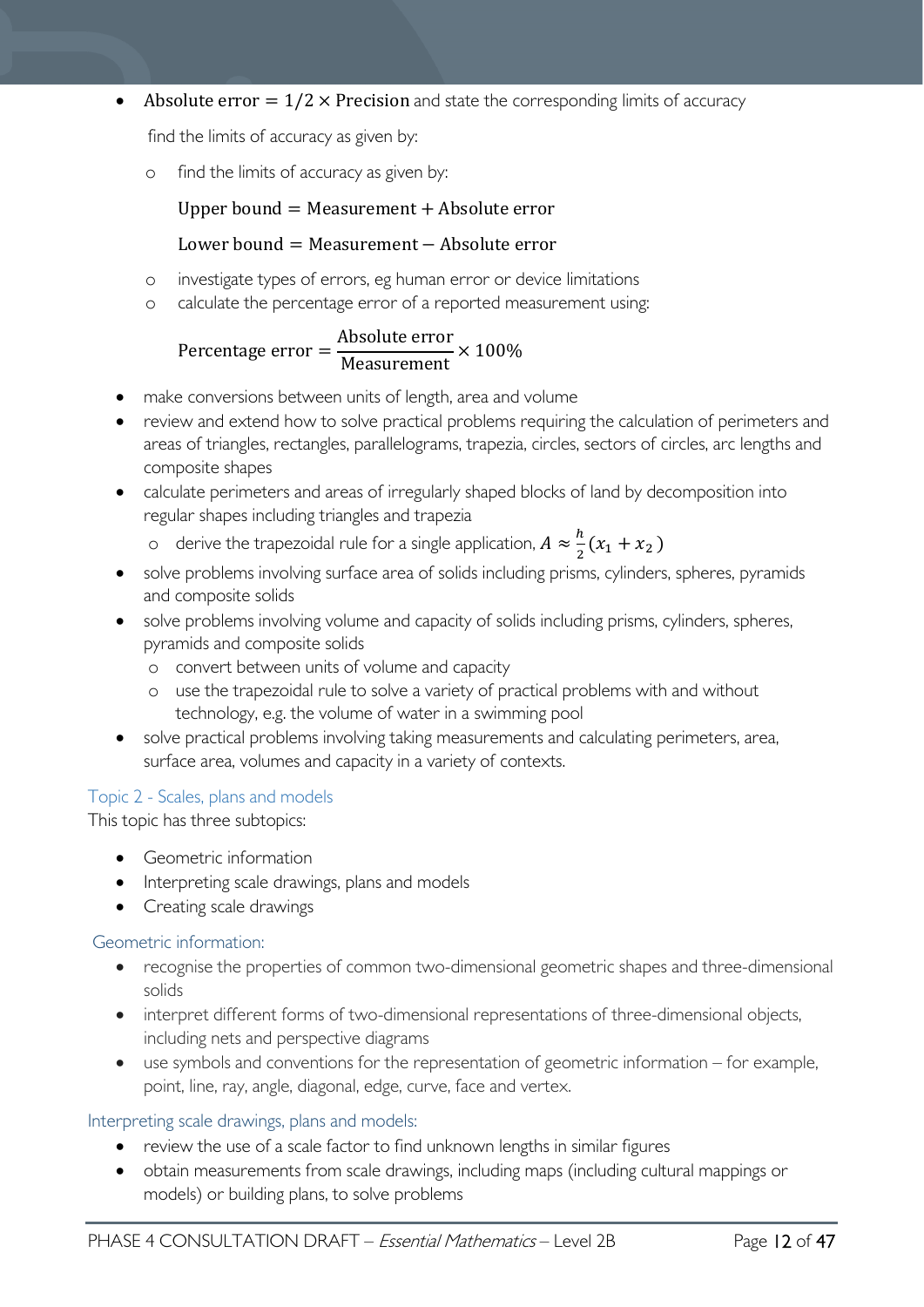- $\text{Absolute error} = 1/2 \times \text{Precision}$ and state the corresponding limits of accuracy

  find the limits of accuracy as given by:

  - find the limits of accuracy as given by:

    $$\text{Upper bound} = \text{Measurement} + \text{Absolute error}$$

    $$\text{Lower bound} = \text{Measurement} - \text{Absolute error}$$

  - investigate types of errors, eg human error or device limitations
  - calculate the percentage error of a reported measurement using:

    $$\text{Percentage error} = \frac{\text{Absolute error}}{\text{Measurement}} \times 100\%$$

- make conversions between units of length, area and volume
- review and extend how to solve practical problems requiring the calculation of perimeters and areas of triangles, rectangles, parallelograms, trapezia, circles, sectors of circles, arc lengths and composite shapes
- calculate perimeters and areas of irregularly shaped blocks of land by decomposition into regular shapes including triangles and trapezia
  - derive the trapezoidal rule for a single application, $A \approx \frac{h}{2}(x_1 + x_2)$
- solve problems involving surface area of solids including prisms, cylinders, spheres, pyramids and composite solids
- solve problems involving volume and capacity of solids including prisms, cylinders, spheres, pyramids and composite solids
  - convert between units of volume and capacity
  - use the trapezoidal rule to solve a variety of practical problems with and without technology, e.g. the volume of water in a swimming pool
- solve practical problems involving taking measurements and calculating perimeters, area, surface area, volumes and capacity in a variety of contexts.

## Topic 2 - Scales, plans and models

This topic has three subtopics:

- Geometric information
- Interpreting scale drawings, plans and models
- Creating scale drawings

### Geometric information:

- recognise the properties of common two-dimensional geometric shapes and three-dimensional solids
- interpret different forms of two-dimensional representations of three-dimensional objects, including nets and perspective diagrams
- use symbols and conventions for the representation of geometric information – for example, point, line, ray, angle, diagonal, edge, curve, face and vertex.

### Interpreting scale drawings, plans and models:

- review the use of a scale factor to find unknown lengths in similar figures
- obtain measurements from scale drawings, including maps (including cultural mappings or models) or building plans, to solve problems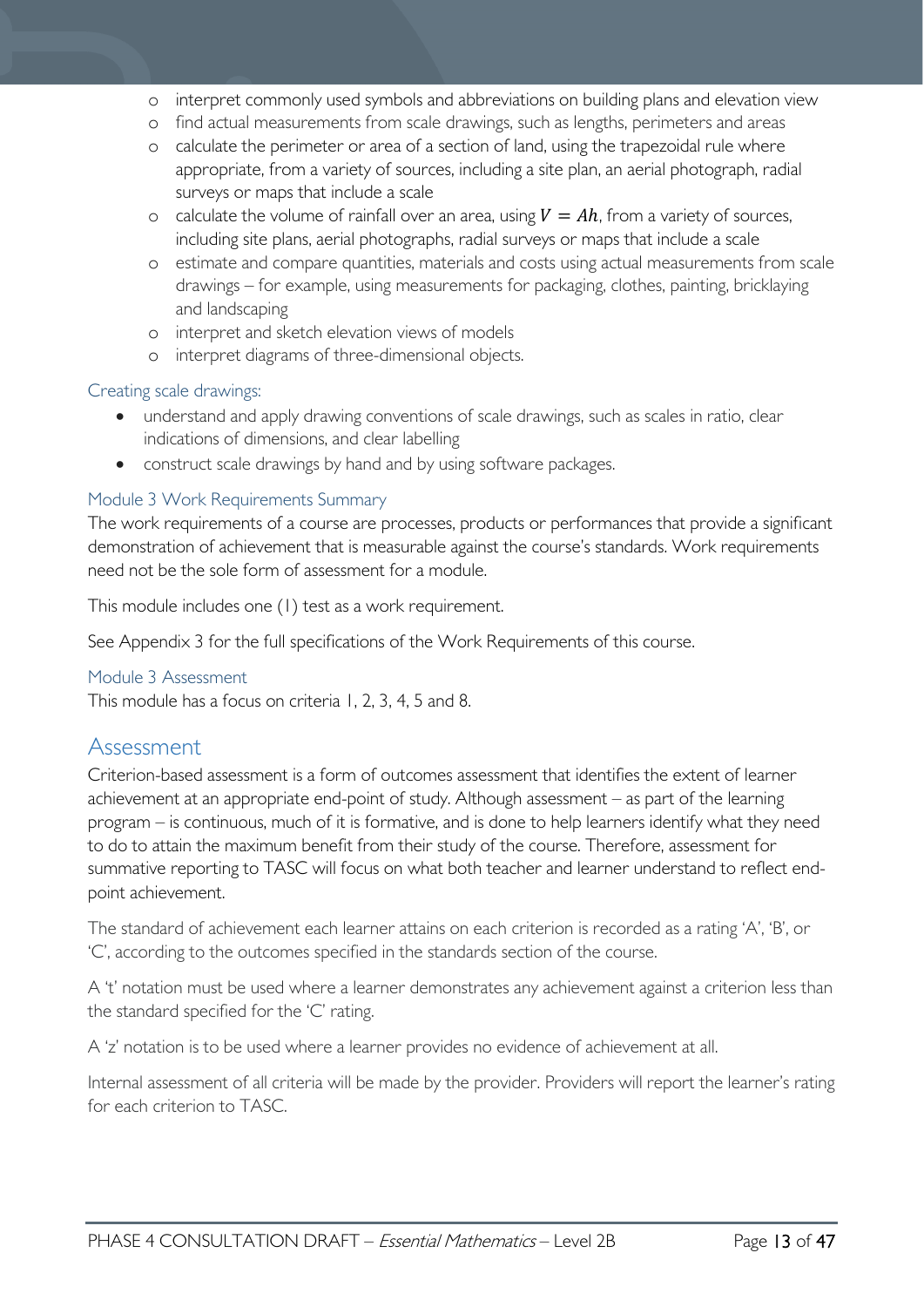- interpret commonly used symbols and abbreviations on building plans and elevation view
  - find actual measurements from scale drawings, such as lengths, perimeters and areas
  - calculate the perimeter or area of a section of land, using the trapezoidal rule where appropriate, from a variety of sources, including a site plan, an aerial photograph, radial surveys or maps that include a scale
  - calculate the volume of rainfall over an area, using $V = Ah$, from a variety of sources, including site plans, aerial photographs, radial surveys or maps that include a scale
  - estimate and compare quantities, materials and costs using actual measurements from scale drawings – for example, using measurements for packaging, clothes, painting, bricklaying and landscaping
  - interpret and sketch elevation views of models
  - interpret diagrams of three-dimensional objects.

### Creating scale drawings:

- understand and apply drawing conventions of scale drawings, such as scales in ratio, clear indications of dimensions, and clear labelling
- construct scale drawings by hand and by using software packages.

### Module 3 Work Requirements Summary

The work requirements of a course are processes, products or performances that provide a significant demonstration of achievement that is measurable against the course's standards. Work requirements need not be the sole form of assessment for a module.

This module includes one (1) test as a work requirement.

See Appendix 3 for the full specifications of the Work Requirements of this course.

### Module 3 Assessment

This module has a focus on criteria 1, 2, 3, 4, 5 and 8.

## Assessment

Criterion-based assessment is a form of outcomes assessment that identifies the extent of learner achievement at an appropriate end-point of study. Although assessment – as part of the learning program – is continuous, much of it is formative, and is done to help learners identify what they need to do to attain the maximum benefit from their study of the course. Therefore, assessment for summative reporting to TASC will focus on what both teacher and learner understand to reflect end-point achievement.

The standard of achievement each learner attains on each criterion is recorded as a rating 'A', 'B', or 'C', according to the outcomes specified in the standards section of the course.

A 't' notation must be used where a learner demonstrates any achievement against a criterion less than the standard specified for the 'C' rating.

A 'z' notation is to be used where a learner provides no evidence of achievement at all.

Internal assessment of all criteria will be made by the provider. Providers will report the learner's rating for each criterion to TASC.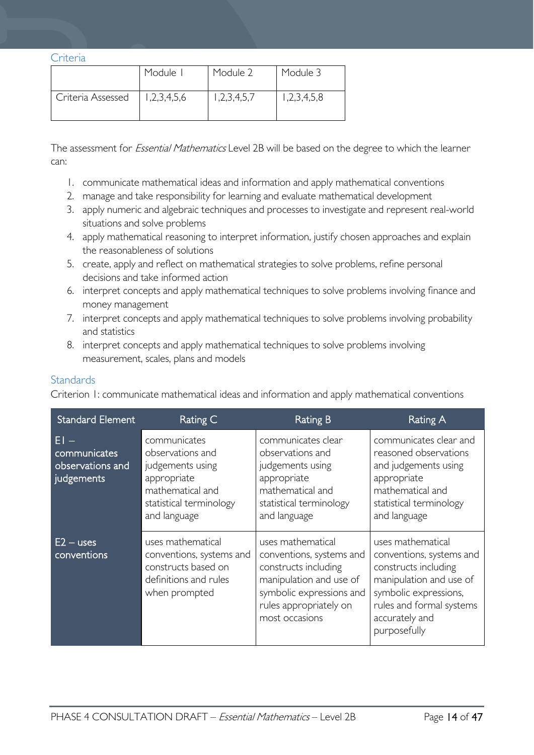## Criteria

| | Module 1 | Module 2 | Module 3 |
|---|---|---|---|
| Criteria Assessed | 1,2,3,4,5,6 | 1,2,3,4,5,7 | 1,2,3,4,5,8 |

The assessment for *Essential Mathematics* Level 2B will be based on the degree to which the learner can:

1. communicate mathematical ideas and information and apply mathematical conventions
2. manage and take responsibility for learning and evaluate mathematical development
3. apply numeric and algebraic techniques and processes to investigate and represent real-world situations and solve problems
4. apply mathematical reasoning to interpret information, justify chosen approaches and explain the reasonableness of solutions
5. create, apply and reflect on mathematical strategies to solve problems, refine personal decisions and take informed action
6. interpret concepts and apply mathematical techniques to solve problems involving finance and money management
7. interpret concepts and apply mathematical techniques to solve problems involving probability and statistics
8. interpret concepts and apply mathematical techniques to solve problems involving measurement, scales, plans and models

## Standards

Criterion 1: communicate mathematical ideas and information and apply mathematical conventions

| Standard Element | Rating C | Rating B | Rating A |
|---|---|---|---|
| E1 – communicates observations and judgements | communicates observations and judgements using appropriate mathematical and statistical terminology and language | communicates clear observations and judgements using appropriate mathematical and statistical terminology and language | communicates clear and reasoned observations and judgements using appropriate mathematical and statistical terminology and language |
| E2 – uses conventions | uses mathematical conventions, systems and constructs based on definitions and rules when prompted | uses mathematical conventions, systems and constructs including manipulation and use of symbolic expressions and rules appropriately on most occasions | uses mathematical conventions, systems and constructs including manipulation and use of symbolic expressions, rules and formal systems accurately and purposefully |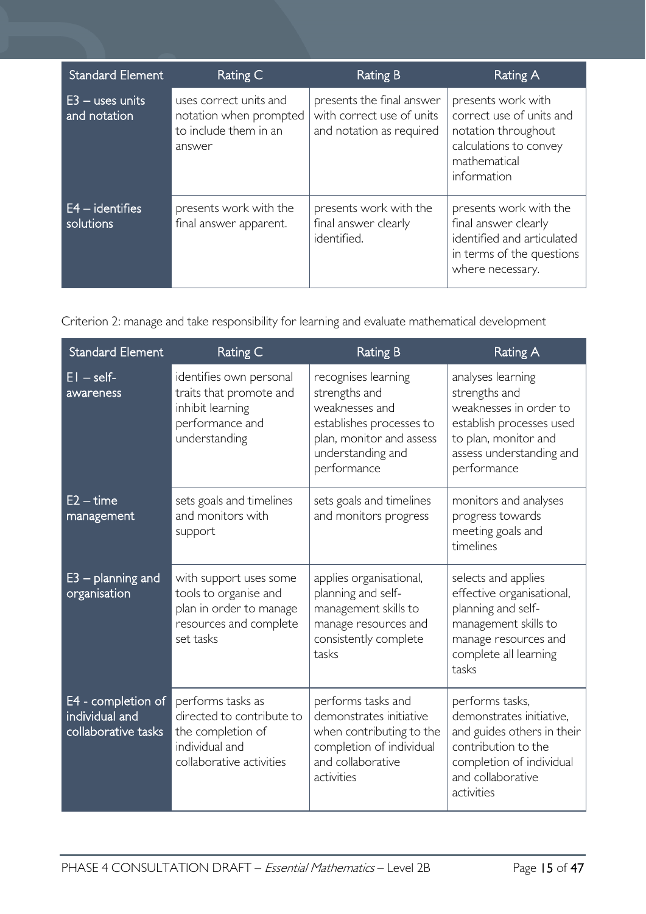| Standard Element | Rating C | Rating B | Rating A |
|---|---|---|---|
| E3 – uses units and notation | uses correct units and notation when prompted to include them in an answer | presents the final answer with correct use of units and notation as required | presents work with correct use of units and notation throughout calculations to convey mathematical information |
| E4 – identifies solutions | presents work with the final answer apparent. | presents work with the final answer clearly identified. | presents work with the final answer clearly identified and articulated in terms of the questions where necessary. |

Criterion 2: manage and take responsibility for learning and evaluate mathematical development

| Standard Element | Rating C | Rating B | Rating A |
|---|---|---|---|
| E1 – self-awareness | identifies own personal traits that promote and inhibit learning performance and understanding | recognises learning strengths and weaknesses and establishes processes to plan, monitor and assess understanding and performance | analyses learning strengths and weaknesses in order to establish processes used to plan, monitor and assess understanding and performance |
| E2 – time management | sets goals and timelines and monitors with support | sets goals and timelines and monitors progress | monitors and analyses progress towards meeting goals and timelines |
| E3 – planning and organisation | with support uses some tools to organise and plan in order to manage resources and complete set tasks | applies organisational, planning and self-management skills to manage resources and consistently complete tasks | selects and applies effective organisational, planning and self-management skills to manage resources and complete all learning tasks |
| E4 - completion of individual and collaborative tasks | performs tasks as directed to contribute to the completion of individual and collaborative activities | performs tasks and demonstrates initiative when contributing to the completion of individual and collaborative activities | performs tasks, demonstrates initiative, and guides others in their contribution to the completion of individual and collaborative activities |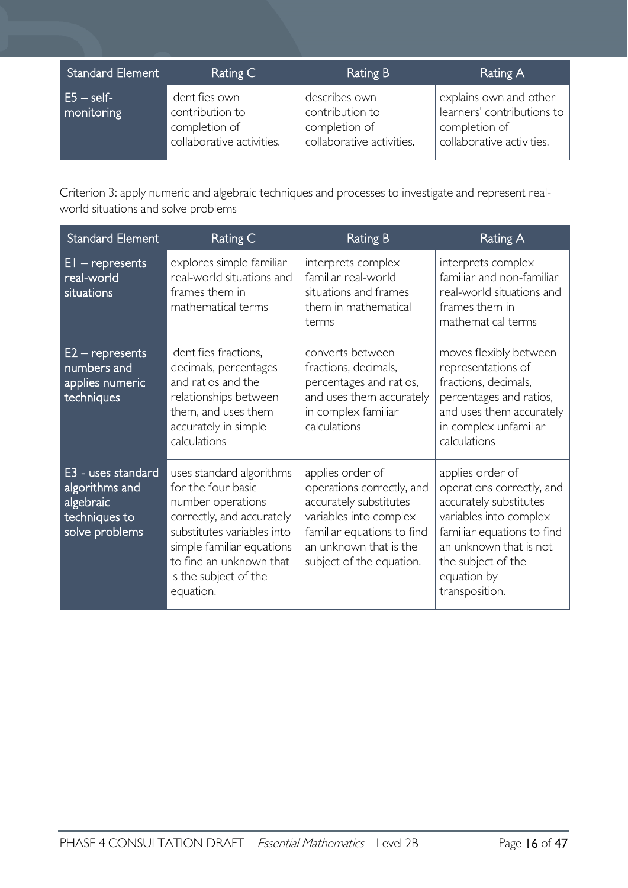| Standard Element | Rating C | Rating B | Rating A |
|---|---|---|---|
| E5 – self-monitoring | identifies own contribution to completion of collaborative activities. | describes own contribution to completion of collaborative activities. | explains own and other learners' contributions to completion of collaborative activities. |

Criterion 3: apply numeric and algebraic techniques and processes to investigate and represent real-world situations and solve problems

| Standard Element | Rating C | Rating B | Rating A |
|---|---|---|---|
| E1 – represents real-world situations | explores simple familiar real-world situations and frames them in mathematical terms | interprets complex familiar real-world situations and frames them in mathematical terms | interprets complex familiar and non-familiar real-world situations and frames them in mathematical terms |
| E2 – represents numbers and applies numeric techniques | identifies fractions, decimals, percentages and ratios and the relationships between them, and uses them accurately in simple calculations | converts between fractions, decimals, percentages and ratios, and uses them accurately in complex familiar calculations | moves flexibly between representations of fractions, decimals, percentages and ratios, and uses them accurately in complex unfamiliar calculations |
| E3 - uses standard algorithms and algebraic techniques to solve problems | uses standard algorithms for the four basic number operations correctly, and accurately substitutes variables into simple familiar equations to find an unknown that is the subject of the equation. | applies order of operations correctly, and accurately substitutes variables into complex familiar equations to find an unknown that is the subject of the equation. | applies order of operations correctly, and accurately substitutes variables into complex familiar equations to find an unknown that is not the subject of the equation by transposition. |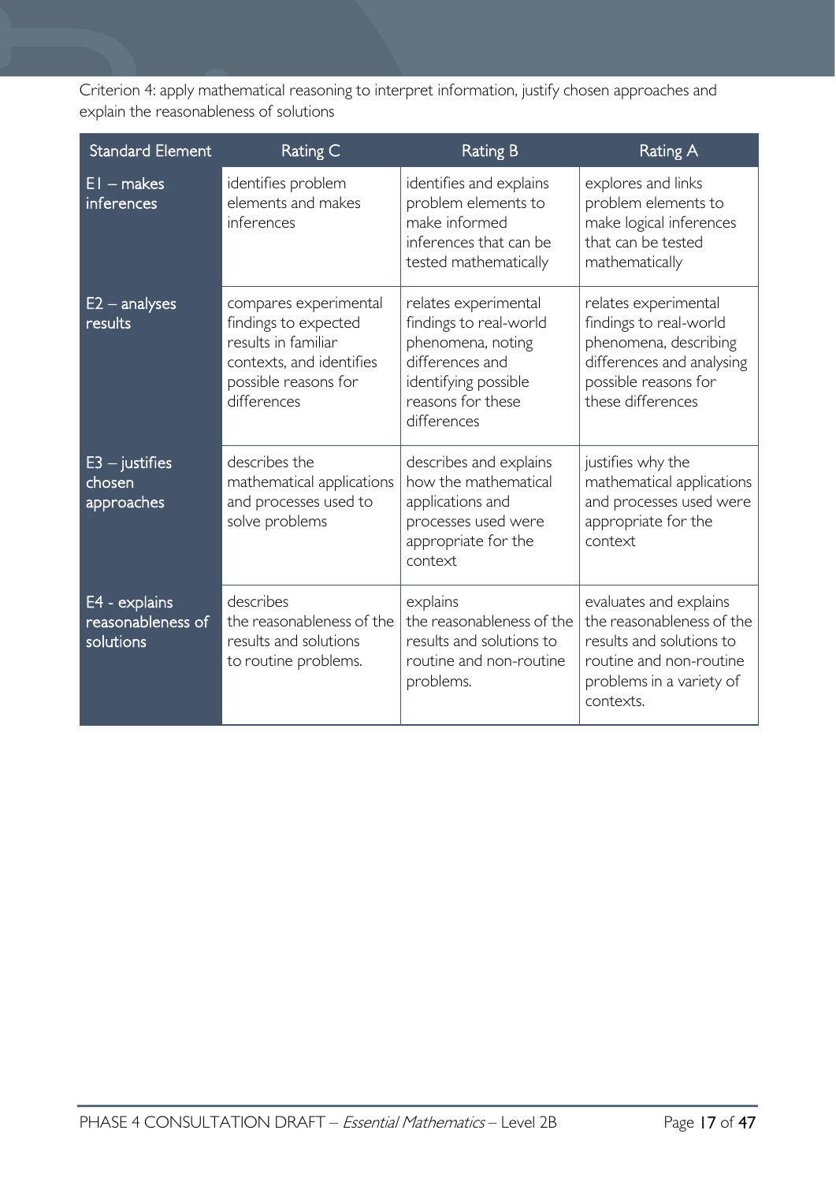Criterion 4: apply mathematical reasoning to interpret information, justify chosen approaches and explain the reasonableness of solutions

| Standard Element | Rating C | Rating B | Rating A |
|---|---|---|---|
| E1 – makes inferences | identifies problem elements and makes inferences | identifies and explains problem elements to make informed inferences that can be tested mathematically | explores and links problem elements to make logical inferences that can be tested mathematically |
| E2 – analyses results | compares experimental findings to expected results in familiar contexts, and identifies possible reasons for differences | relates experimental findings to real-world phenomena, noting differences and identifying possible reasons for these differences | relates experimental findings to real-world phenomena, describing differences and analysing possible reasons for these differences |
| E3 – justifies chosen approaches | describes the mathematical applications and processes used to solve problems | describes and explains how the mathematical applications and processes used were appropriate for the context | justifies why the mathematical applications and processes used were appropriate for the context |
| E4 - explains reasonableness of solutions | describes the reasonableness of the results and solutions to routine problems. | explains the reasonableness of the results and solutions to routine and non-routine problems. | evaluates and explains the reasonableness of the results and solutions to routine and non-routine problems in a variety of contexts. |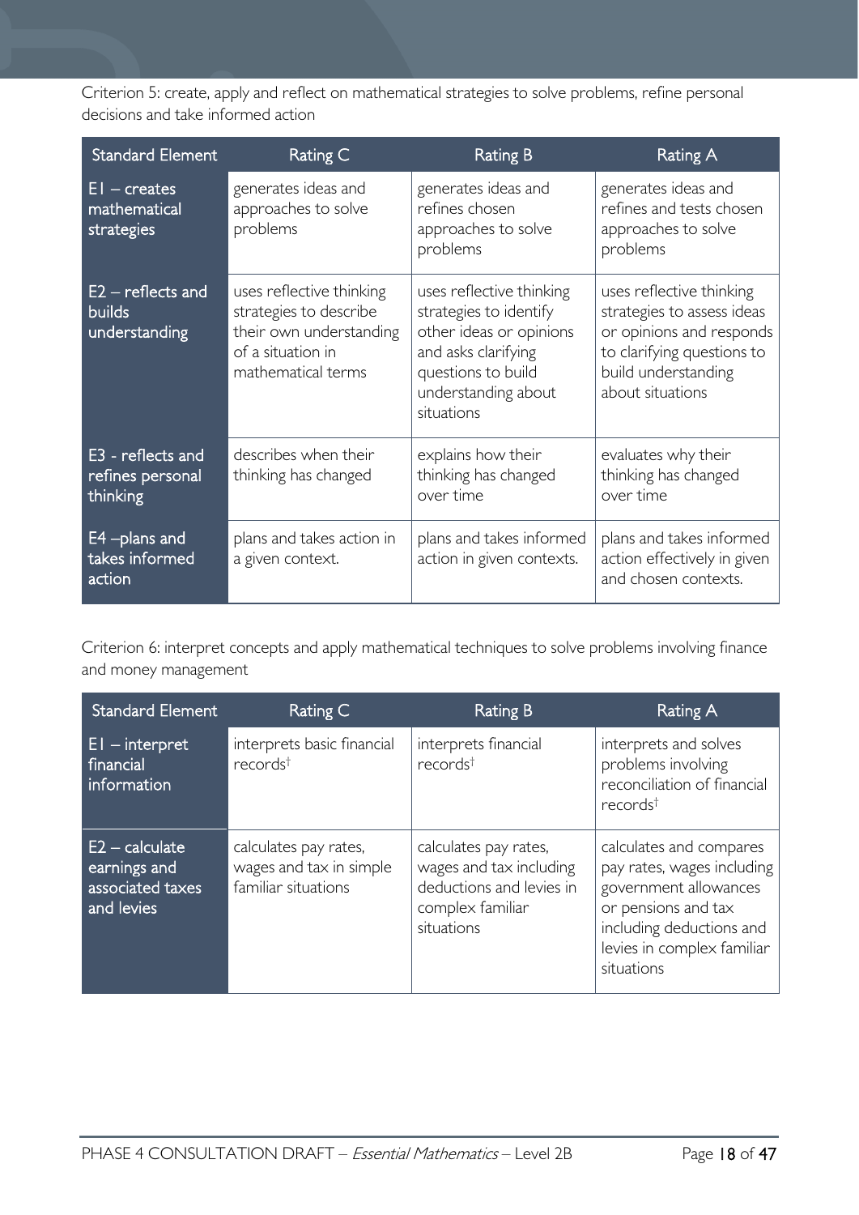Criterion 5: create, apply and reflect on mathematical strategies to solve problems, refine personal decisions and take informed action

| Standard Element | Rating C | Rating B | Rating A |
| --- | --- | --- | --- |
| E1 – creates mathematical strategies | generates ideas and approaches to solve problems | generates ideas and refines chosen approaches to solve problems | generates ideas and refines and tests chosen approaches to solve problems |
| E2 – reflects and builds understanding | uses reflective thinking strategies to describe their own understanding of a situation in mathematical terms | uses reflective thinking strategies to identify other ideas or opinions and asks clarifying questions to build understanding about situations | uses reflective thinking strategies to assess ideas or opinions and responds to clarifying questions to build understanding about situations |
| E3 - reflects and refines personal thinking | describes when their thinking has changed | explains how their thinking has changed over time | evaluates why their thinking has changed over time |
| E4 –plans and takes informed action | plans and takes action in a given context. | plans and takes informed action in given contexts. | plans and takes informed action effectively in given and chosen contexts. |

Criterion 6: interpret concepts and apply mathematical techniques to solve problems involving finance and money management

| Standard Element | Rating C | Rating B | Rating A |
| --- | --- | --- | --- |
| E1 – interpret financial information | interprets basic financial records† | interprets financial records† | interprets and solves problems involving reconciliation of financial records† |
| E2 – calculate earnings and associated taxes and levies | calculates pay rates, wages and tax in simple familiar situations | calculates pay rates, wages and tax including deductions and levies in complex familiar situations | calculates and compares pay rates, wages including government allowances or pensions and tax including deductions and levies in complex familiar situations |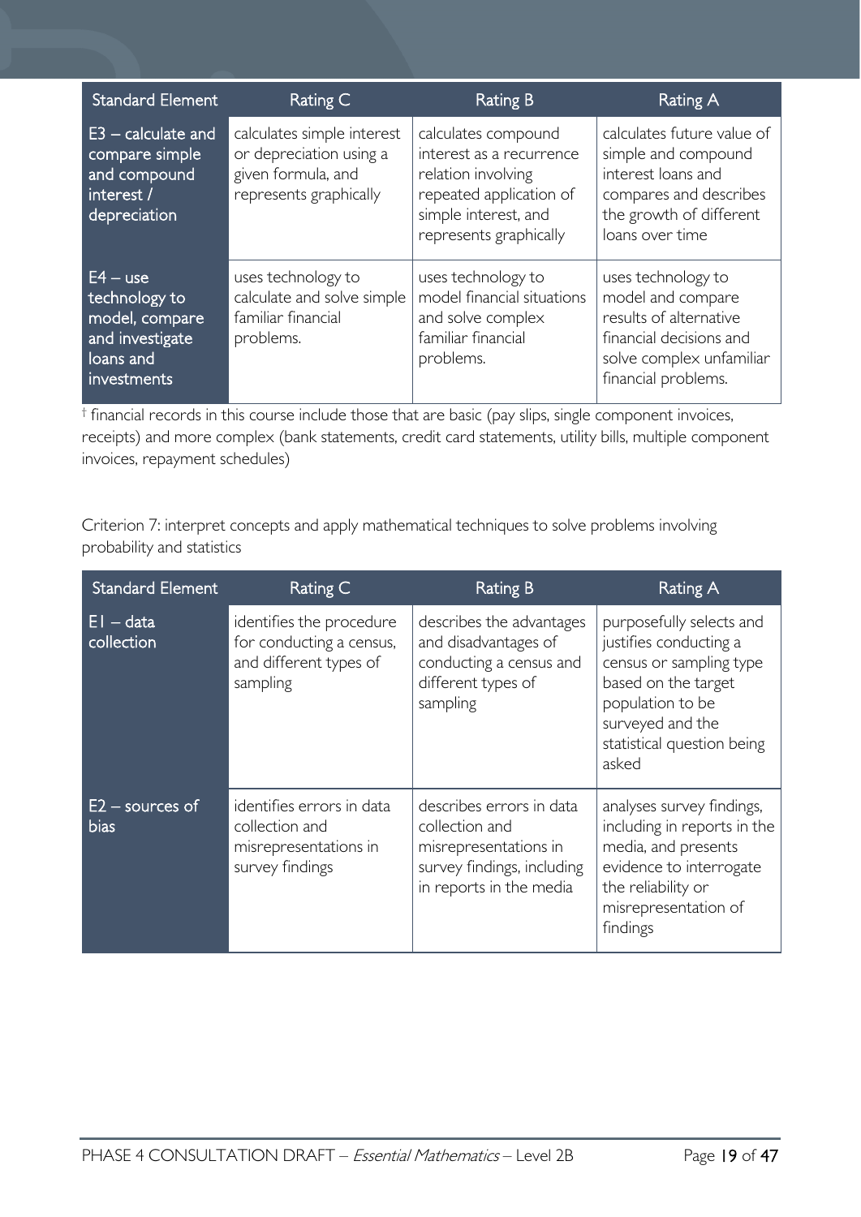| Standard Element | Rating C | Rating B | Rating A |
| --- | --- | --- | --- |
| E3 – calculate and compare simple and compound interest / depreciation | calculates simple interest or depreciation using a given formula, and represents graphically | calculates compound interest as a recurrence relation involving repeated application of simple interest, and represents graphically | calculates future value of simple and compound interest loans and compares and describes the growth of different loans over time |
| E4 – use technology to model, compare and investigate loans and investments | uses technology to calculate and solve simple familiar financial problems. | uses technology to model financial situations and solve complex familiar financial problems. | uses technology to model and compare results of alternative financial decisions and solve complex unfamiliar financial problems. |

† financial records in this course include those that are basic (pay slips, single component invoices, receipts) and more complex (bank statements, credit card statements, utility bills, multiple component invoices, repayment schedules)

Criterion 7: interpret concepts and apply mathematical techniques to solve problems involving probability and statistics

| Standard Element | Rating C | Rating B | Rating A |
| --- | --- | --- | --- |
| E1 – data collection | identifies the procedure for conducting a census, and different types of sampling | describes the advantages and disadvantages of conducting a census and different types of sampling | purposefully selects and justifies conducting a census or sampling type based on the target population to be surveyed and the statistical question being asked |
| E2 – sources of bias | identifies errors in data collection and misrepresentations in survey findings | describes errors in data collection and misrepresentations in survey findings, including in reports in the media | analyses survey findings, including in reports in the media, and presents evidence to interrogate the reliability or misrepresentation of findings |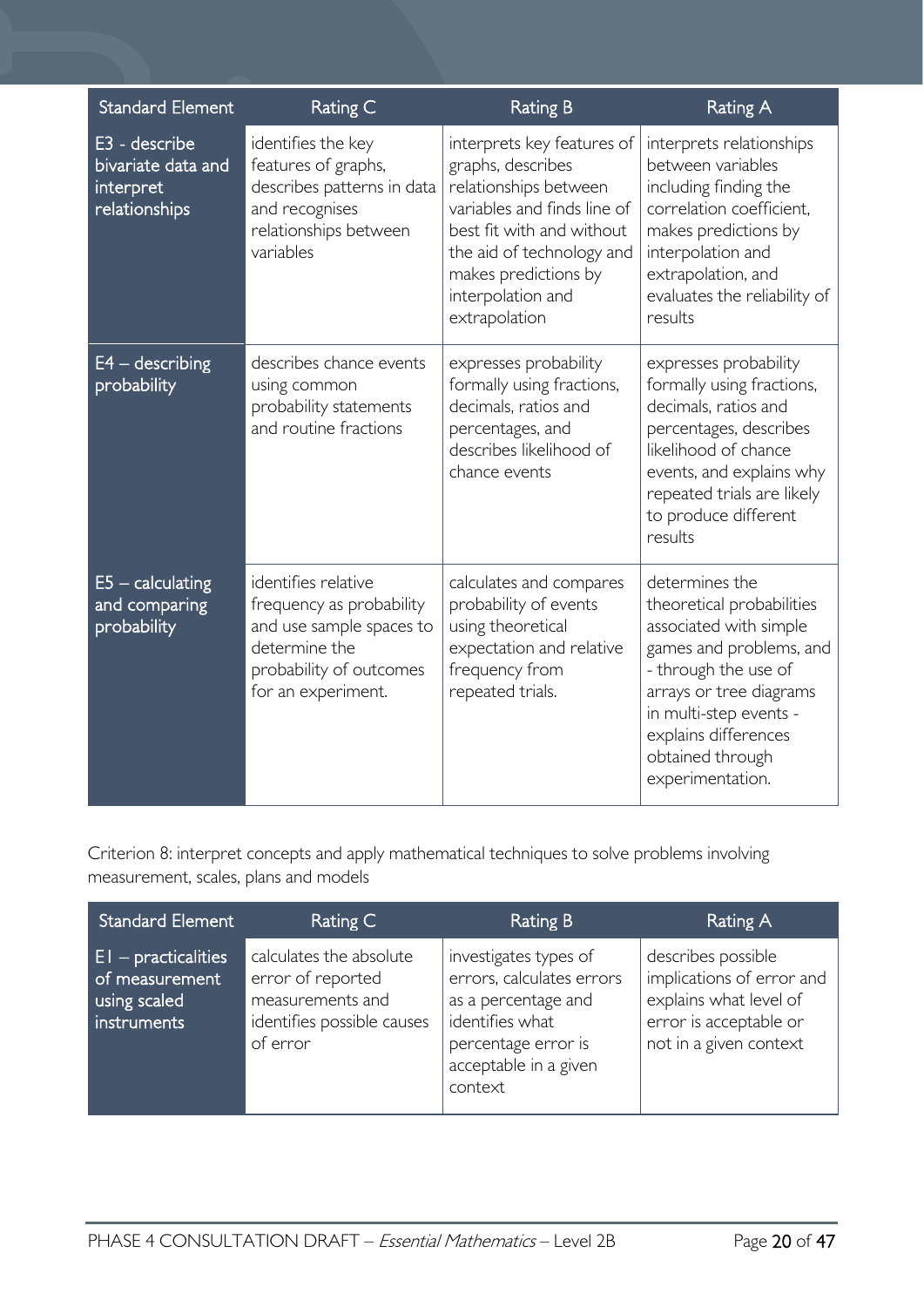| Standard Element | Rating C | Rating B | Rating A |
|---|---|---|---|
| E3 - describe bivariate data and interpret relationships | identifies the key features of graphs, describes patterns in data and recognises relationships between variables | interprets key features of graphs, describes relationships between variables and finds line of best fit with and without the aid of technology and makes predictions by interpolation and extrapolation | interprets relationships between variables including finding the correlation coefficient, makes predictions by interpolation and extrapolation, and evaluates the reliability of results |
| E4 – describing probability | describes chance events using common probability statements and routine fractions | expresses probability formally using fractions, decimals, ratios and percentages, and describes likelihood of chance events | expresses probability formally using fractions, decimals, ratios and percentages, describes likelihood of chance events, and explains why repeated trials are likely to produce different results |
| E5 – calculating and comparing probability | identifies relative frequency as probability and use sample spaces to determine the probability of outcomes for an experiment. | calculates and compares probability of events using theoretical expectation and relative frequency from repeated trials. | determines the theoretical probabilities associated with simple games and problems, and - through the use of arrays or tree diagrams in multi-step events - explains differences obtained through experimentation. |

Criterion 8: interpret concepts and apply mathematical techniques to solve problems involving measurement, scales, plans and models

| Standard Element | Rating C | Rating B | Rating A |
|---|---|---|---|
| E1 – practicalities of measurement using scaled instruments | calculates the absolute error of reported measurements and identifies possible causes of error | investigates types of errors, calculates errors as a percentage and identifies what percentage error is acceptable in a given context | describes possible implications of error and explains what level of error is acceptable or not in a given context |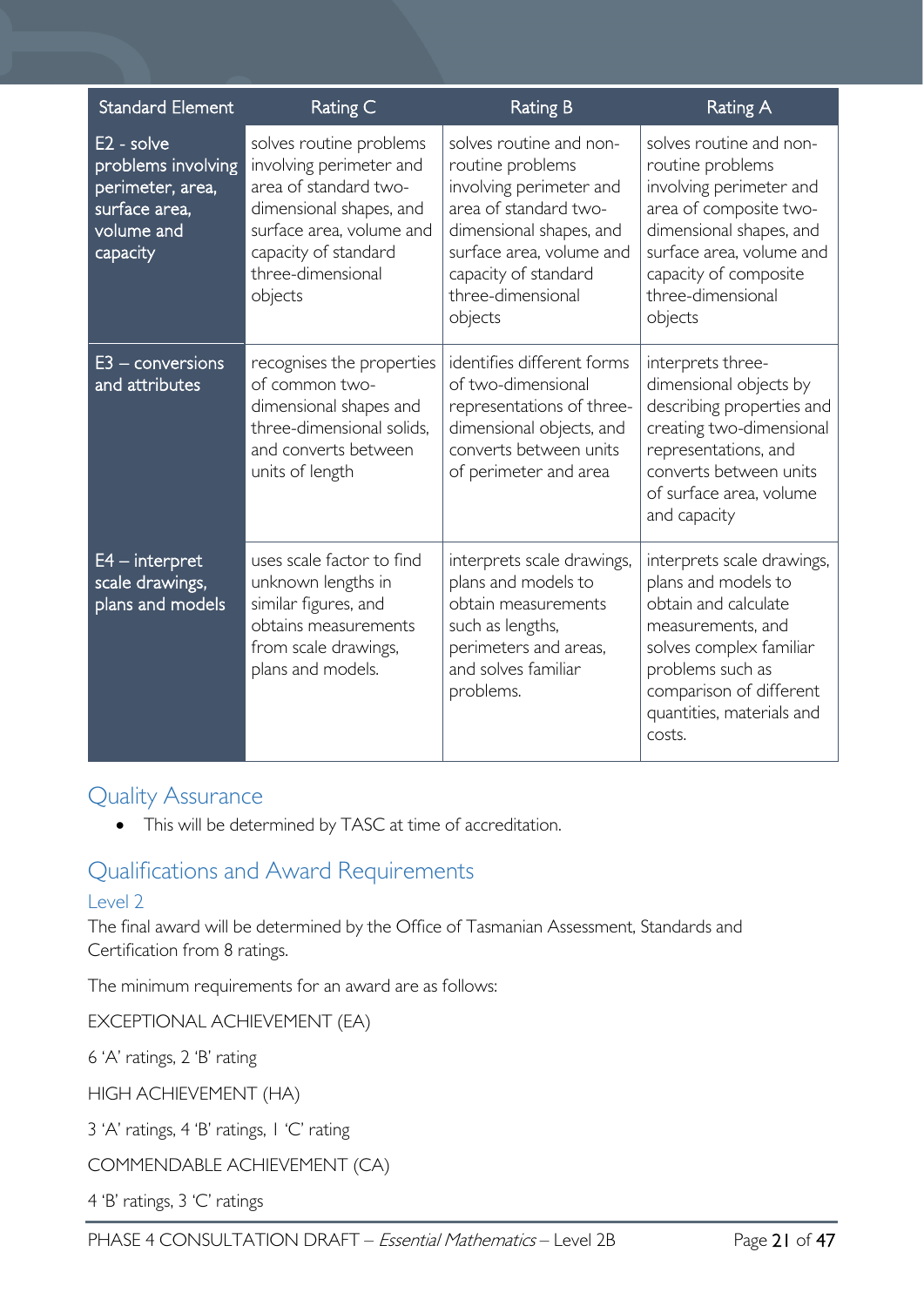| Standard Element | Rating C | Rating B | Rating A |
| --- | --- | --- | --- |
| E2 - solve problems involving perimeter, area, surface area, volume and capacity | solves routine problems involving perimeter and area of standard two-dimensional shapes, and surface area, volume and capacity of standard three-dimensional objects | solves routine and non-routine problems involving perimeter and area of standard two-dimensional shapes, and surface area, volume and capacity of standard three-dimensional objects | solves routine and non-routine problems involving perimeter and area of composite two-dimensional shapes, and surface area, volume and capacity of composite three-dimensional objects |
| E3 – conversions and attributes | recognises the properties of common two-dimensional shapes and three-dimensional solids, and converts between units of length | identifies different forms of two-dimensional representations of three-dimensional objects, and converts between units of perimeter and area | interprets three-dimensional objects by describing properties and creating two-dimensional representations, and converts between units of surface area, volume and capacity |
| E4 – interpret scale drawings, plans and models | uses scale factor to find unknown lengths in similar figures, and obtains measurements from scale drawings, plans and models. | interprets scale drawings, plans and models to obtain measurements such as lengths, perimeters and areas, and solves familiar problems. | interprets scale drawings, plans and models to obtain and calculate measurements, and solves complex familiar problems such as comparison of different quantities, materials and costs. |

## Quality Assurance

- This will be determined by TASC at time of accreditation.

## Qualifications and Award Requirements

### Level 2

The final award will be determined by the Office of Tasmanian Assessment, Standards and Certification from 8 ratings.

The minimum requirements for an award are as follows:

EXCEPTIONAL ACHIEVEMENT (EA)

6 'A' ratings, 2 'B' rating

HIGH ACHIEVEMENT (HA)

3 'A' ratings, 4 'B' ratings, 1 'C' rating

COMMENDABLE ACHIEVEMENT (CA)

4 'B' ratings, 3 'C' ratings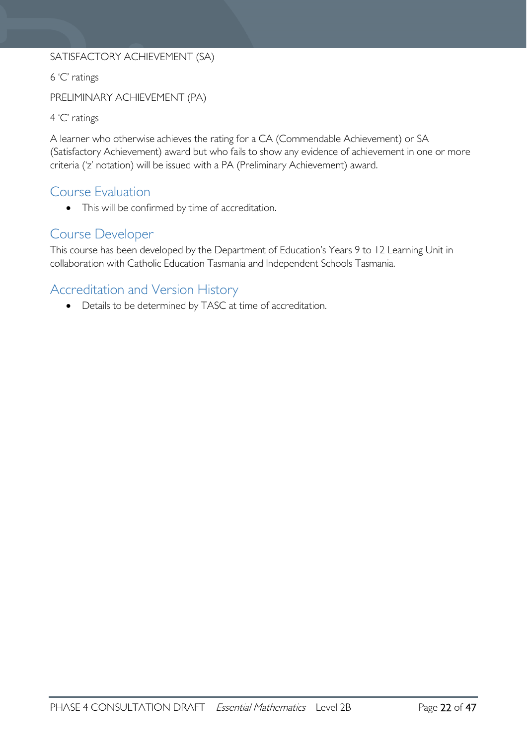SATISFACTORY ACHIEVEMENT (SA)

6 'C' ratings

PRELIMINARY ACHIEVEMENT (PA)

4 'C' ratings

A learner who otherwise achieves the rating for a CA (Commendable Achievement) or SA (Satisfactory Achievement) award but who fails to show any evidence of achievement in one or more criteria ('z' notation) will be issued with a PA (Preliminary Achievement) award.

## Course Evaluation

- This will be confirmed by time of accreditation.

## Course Developer

This course has been developed by the Department of Education's Years 9 to 12 Learning Unit in collaboration with Catholic Education Tasmania and Independent Schools Tasmania.

## Accreditation and Version History

- Details to be determined by TASC at time of accreditation.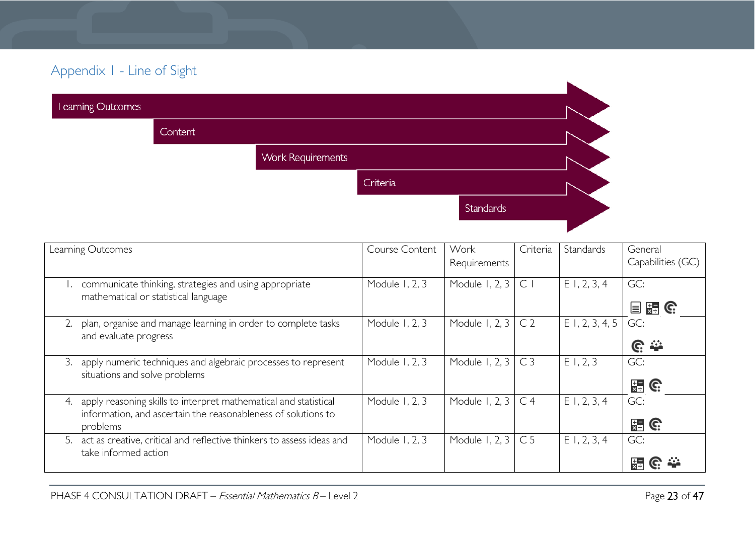## Appendix 1 - Line of Sight

Learning Outcomes

Content

Work Requirements

Criteria

Standards

| Learning Outcomes | Course Content | Work Requirements | Criteria | Standards | General Capabilities (GC) |
|---|---|---|---|---|---|
| 1. communicate thinking, strategies and using appropriate mathematical or statistical language | Module 1, 2, 3 | Module 1, 2, 3 | C 1 | E 1, 2, 3, 4 | GC: |
| 2. plan, organise and manage learning in order to complete tasks and evaluate progress | Module 1, 2, 3 | Module 1, 2, 3 | C 2 | E 1, 2, 3, 4, 5 | GC: |
| 3. apply numeric techniques and algebraic processes to represent situations and solve problems | Module 1, 2, 3 | Module 1, 2, 3 | C 3 | E 1, 2, 3 | GC: |
| 4. apply reasoning skills to interpret mathematical and statistical information, and ascertain the reasonableness of solutions to problems | Module 1, 2, 3 | Module 1, 2, 3 | C 4 | E 1, 2, 3, 4 | GC: |
| 5. act as creative, critical and reflective thinkers to assess ideas and take informed action | Module 1, 2, 3 | Module 1, 2, 3 | C 5 | E 1, 2, 3, 4 | GC: |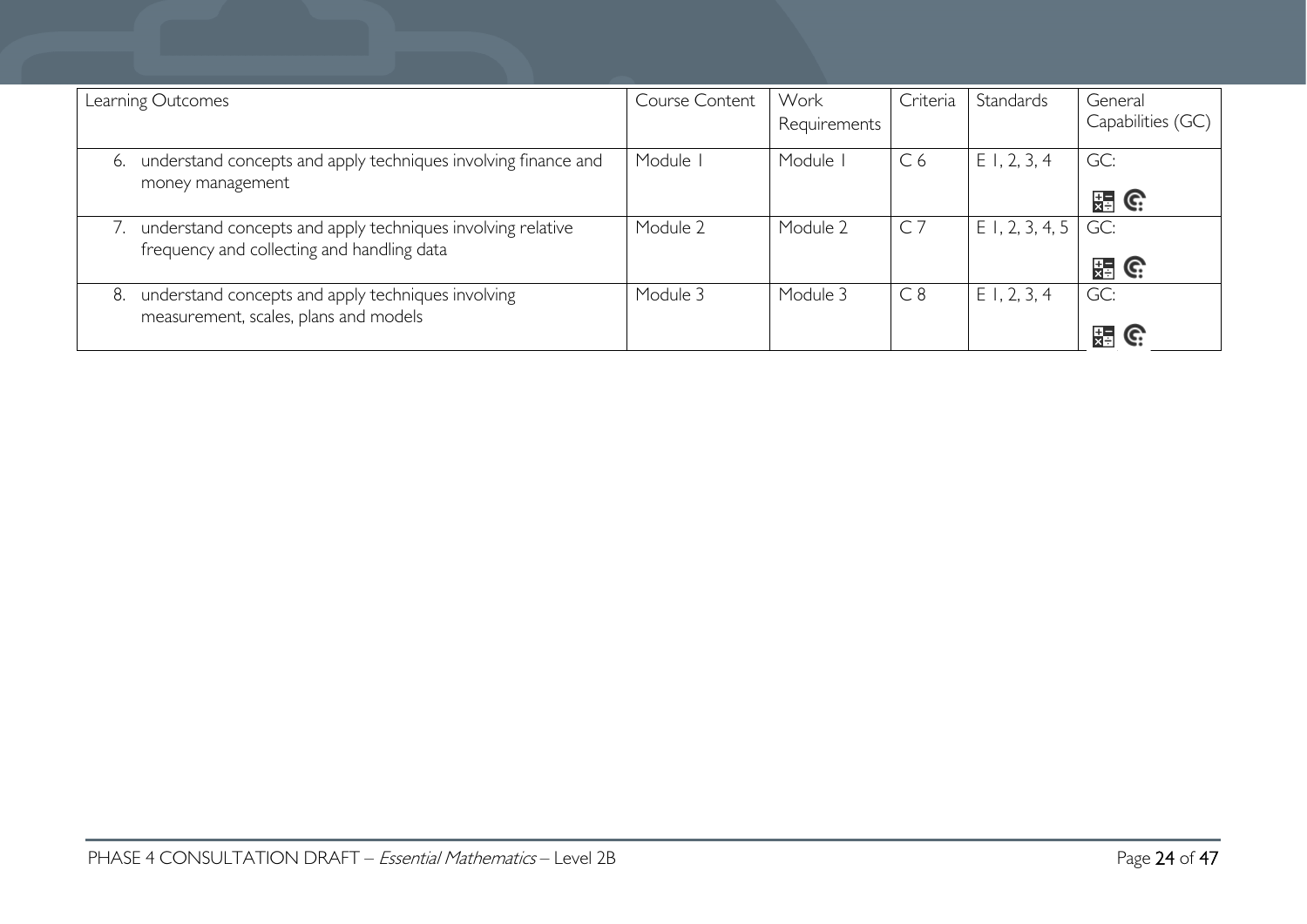| Learning Outcomes | Course Content | Work Requirements | Criteria | Standards | General Capabilities (GC) |
|---|---|---|---|---|---|
| 6. understand concepts and apply techniques involving finance and money management | Module 1 | Module 1 | C 6 | E 1, 2, 3, 4 | GC: |
| 7. understand concepts and apply techniques involving relative frequency and collecting and handling data | Module 2 | Module 2 | C 7 | E 1, 2, 3, 4, 5 | GC: |
| 8. understand concepts and apply techniques involving measurement, scales, plans and models | Module 3 | Module 3 | C 8 | E 1, 2, 3, 4 | GC: |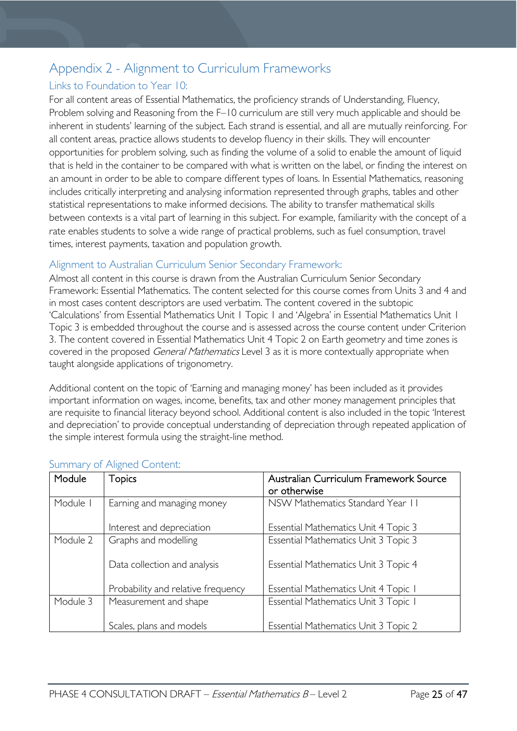# Appendix 2 - Alignment to Curriculum Frameworks

## Links to Foundation to Year 10:

For all content areas of Essential Mathematics, the proficiency strands of Understanding, Fluency, Problem solving and Reasoning from the F–10 curriculum are still very much applicable and should be inherent in students' learning of the subject. Each strand is essential, and all are mutually reinforcing. For all content areas, practice allows students to develop fluency in their skills. They will encounter opportunities for problem solving, such as finding the volume of a solid to enable the amount of liquid that is held in the container to be compared with what is written on the label, or finding the interest on an amount in order to be able to compare different types of loans. In Essential Mathematics, reasoning includes critically interpreting and analysing information represented through graphs, tables and other statistical representations to make informed decisions. The ability to transfer mathematical skills between contexts is a vital part of learning in this subject. For example, familiarity with the concept of a rate enables students to solve a wide range of practical problems, such as fuel consumption, travel times, interest payments, taxation and population growth.

## Alignment to Australian Curriculum Senior Secondary Framework:

Almost all content in this course is drawn from the Australian Curriculum Senior Secondary Framework: Essential Mathematics. The content selected for this course comes from Units 3 and 4 and in most cases content descriptors are used verbatim. The content covered in the subtopic 'Calculations' from Essential Mathematics Unit 1 Topic 1 and 'Algebra' in Essential Mathematics Unit 1 Topic 3 is embedded throughout the course and is assessed across the course content under Criterion 3. The content covered in Essential Mathematics Unit 4 Topic 2 on Earth geometry and time zones is covered in the proposed *General Mathematics* Level 3 as it is more contextually appropriate when taught alongside applications of trigonometry.

Additional content on the topic of 'Earning and managing money' has been included as it provides important information on wages, income, benefits, tax and other money management principles that are requisite to financial literacy beyond school. Additional content is also included in the topic 'Interest and depreciation' to provide conceptual understanding of depreciation through repeated application of the simple interest formula using the straight-line method.

## Summary of Aligned Content:

| Module | Topics | Australian Curriculum Framework Source or otherwise |
|---|---|---|
| Module 1 | Earning and managing money | NSW Mathematics Standard Year 11 |
| | Interest and depreciation | Essential Mathematics Unit 4 Topic 3 |
| Module 2 | Graphs and modelling | Essential Mathematics Unit 3 Topic 3 |
| | Data collection and analysis | Essential Mathematics Unit 3 Topic 4 |
| | Probability and relative frequency | Essential Mathematics Unit 4 Topic 1 |
| Module 3 | Measurement and shape | Essential Mathematics Unit 3 Topic 1 |
| | Scales, plans and models | Essential Mathematics Unit 3 Topic 2 |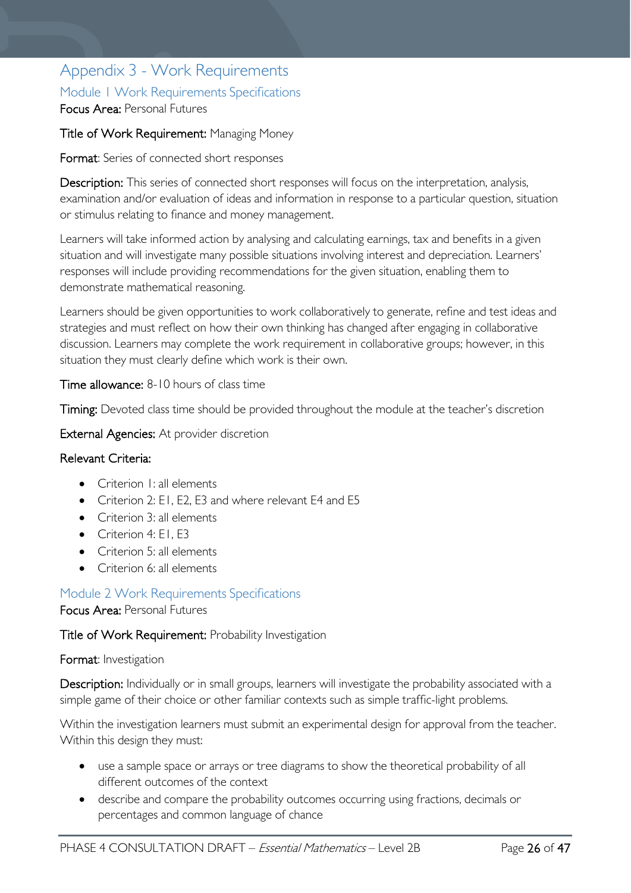# Appendix 3 - Work Requirements

## Module 1 Work Requirements Specifications

**Focus Area:** Personal Futures

**Title of Work Requirement:** Managing Money

**Format**: Series of connected short responses

**Description:** This series of connected short responses will focus on the interpretation, analysis, examination and/or evaluation of ideas and information in response to a particular question, situation or stimulus relating to finance and money management.

Learners will take informed action by analysing and calculating earnings, tax and benefits in a given situation and will investigate many possible situations involving interest and depreciation. Learners' responses will include providing recommendations for the given situation, enabling them to demonstrate mathematical reasoning.

Learners should be given opportunities to work collaboratively to generate, refine and test ideas and strategies and must reflect on how their own thinking has changed after engaging in collaborative discussion. Learners may complete the work requirement in collaborative groups; however, in this situation they must clearly define which work is their own.

**Time allowance:** 8-10 hours of class time

**Timing:** Devoted class time should be provided throughout the module at the teacher's discretion

**External Agencies:** At provider discretion

**Relevant Criteria:**

- Criterion 1: all elements
- Criterion 2: E1, E2, E3 and where relevant E4 and E5
- Criterion 3: all elements
- Criterion 4: E1, E3
- Criterion 5: all elements
- Criterion 6: all elements

## Module 2 Work Requirements Specifications

**Focus Area:** Personal Futures

**Title of Work Requirement:** Probability Investigation

**Format**: Investigation

**Description:** Individually or in small groups, learners will investigate the probability associated with a simple game of their choice or other familiar contexts such as simple traffic-light problems.

Within the investigation learners must submit an experimental design for approval from the teacher. Within this design they must:

- use a sample space or arrays or tree diagrams to show the theoretical probability of all different outcomes of the context
- describe and compare the probability outcomes occurring using fractions, decimals or percentages and common language of chance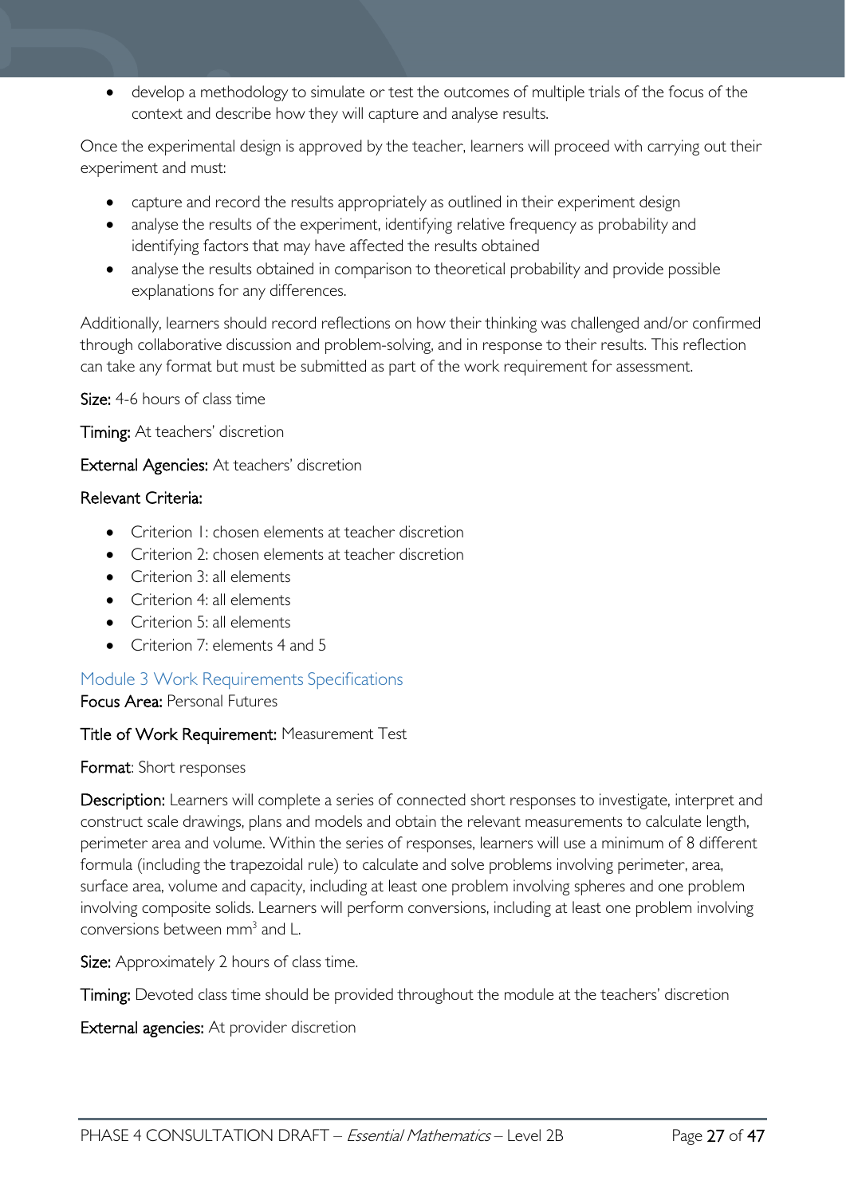- develop a methodology to simulate or test the outcomes of multiple trials of the focus of the context and describe how they will capture and analyse results.

Once the experimental design is approved by the teacher, learners will proceed with carrying out their experiment and must:

- capture and record the results appropriately as outlined in their experiment design
- analyse the results of the experiment, identifying relative frequency as probability and identifying factors that may have affected the results obtained
- analyse the results obtained in comparison to theoretical probability and provide possible explanations for any differences.

Additionally, learners should record reflections on how their thinking was challenged and/or confirmed through collaborative discussion and problem-solving, and in response to their results. This reflection can take any format but must be submitted as part of the work requirement for assessment.

**Size:** 4-6 hours of class time

**Timing:** At teachers' discretion

**External Agencies:** At teachers' discretion

**Relevant Criteria:**

- Criterion 1: chosen elements at teacher discretion
- Criterion 2: chosen elements at teacher discretion
- Criterion 3: all elements
- Criterion 4: all elements
- Criterion 5: all elements
- Criterion 7: elements 4 and 5

### Module 3 Work Requirements Specifications

**Focus Area:** Personal Futures

**Title of Work Requirement:** Measurement Test

**Format**: Short responses

**Description:** Learners will complete a series of connected short responses to investigate, interpret and construct scale drawings, plans and models and obtain the relevant measurements to calculate length, perimeter area and volume. Within the series of responses, learners will use a minimum of 8 different formula (including the trapezoidal rule) to calculate and solve problems involving perimeter, area, surface area, volume and capacity, including at least one problem involving spheres and one problem involving composite solids. Learners will perform conversions, including at least one problem involving conversions between $mm^3$ and L.

**Size:** Approximately 2 hours of class time.

**Timing:** Devoted class time should be provided throughout the module at the teachers' discretion

**External agencies:** At provider discretion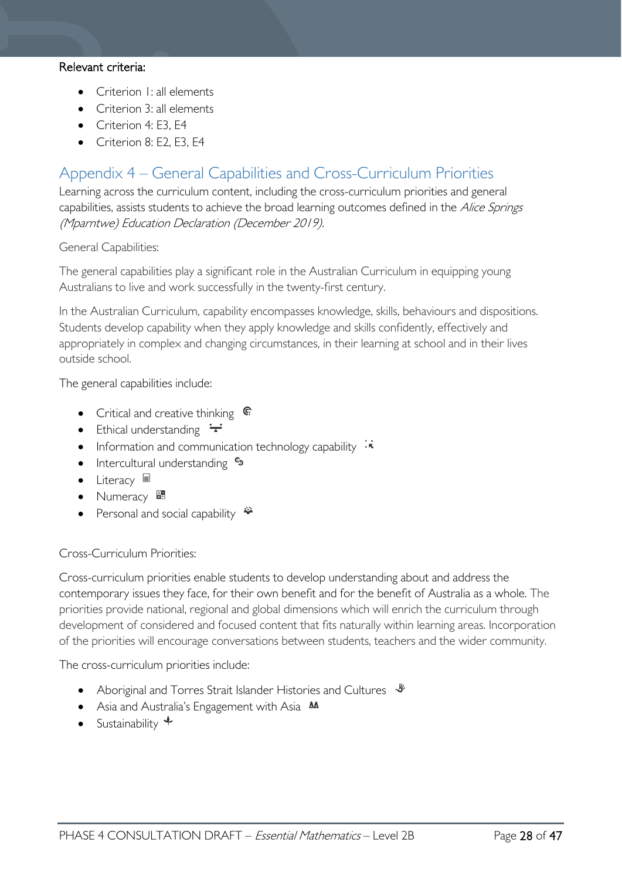**Relevant criteria:**

- Criterion 1: all elements
- Criterion 3: all elements
- Criterion 4: E3, E4
- Criterion 8: E2, E3, E4

## Appendix 4 – General Capabilities and Cross-Curriculum Priorities

Learning across the curriculum content, including the cross-curriculum priorities and general capabilities, assists students to achieve the broad learning outcomes defined in the *Alice Springs (Mparntwe) Education Declaration (December 2019).*

General Capabilities:

The general capabilities play a significant role in the Australian Curriculum in equipping young Australians to live and work successfully in the twenty-first century.

In the Australian Curriculum, capability encompasses knowledge, skills, behaviours and dispositions. Students develop capability when they apply knowledge and skills confidently, effectively and appropriately in complex and changing circumstances, in their learning at school and in their lives outside school.

The general capabilities include:

- Critical and creative thinking
- Ethical understanding
- Information and communication technology capability
- Intercultural understanding
- Literacy
- Numeracy
- Personal and social capability

Cross-Curriculum Priorities:

Cross-curriculum priorities enable students to develop understanding about and address the contemporary issues they face, for their own benefit and for the benefit of Australia as a whole. The priorities provide national, regional and global dimensions which will enrich the curriculum through development of considered and focused content that fits naturally within learning areas. Incorporation of the priorities will encourage conversations between students, teachers and the wider community.

The cross-curriculum priorities include:

- Aboriginal and Torres Strait Islander Histories and Cultures
- Asia and Australia's Engagement with Asia
- Sustainability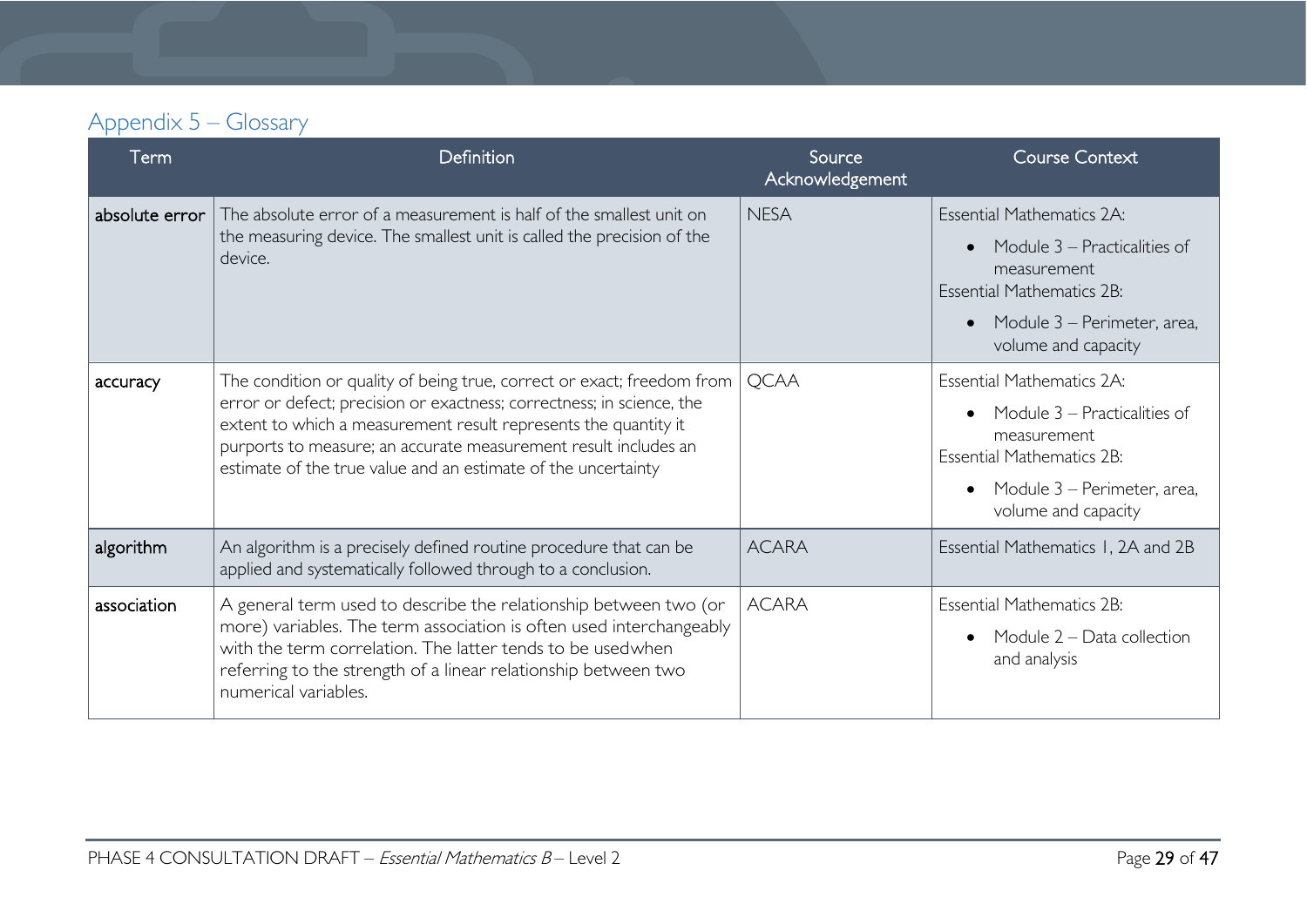## Appendix 5 – Glossary

| Term | Definition | Source Acknowledgement | Course Context |
|---|---|---|---|
| **absolute error** | The absolute error of a measurement is half of the smallest unit on the measuring device. The smallest unit is called the precision of the device. | NESA | Essential Mathematics 2A:<br>• Module 3 – Practicalities of measurement<br>Essential Mathematics 2B:<br>• Module 3 – Perimeter, area, volume and capacity |
| **accuracy** | The condition or quality of being true, correct or exact; freedom from error or defect; precision or exactness; correctness; in science, the extent to which a measurement result represents the quantity it purports to measure; an accurate measurement result includes an estimate of the true value and an estimate of the uncertainty | QCAA | Essential Mathematics 2A:<br>• Module 3 – Practicalities of measurement<br>Essential Mathematics 2B:<br>• Module 3 – Perimeter, area, volume and capacity |
| **algorithm** | An algorithm is a precisely defined routine procedure that can be applied and systematically followed through to a conclusion. | ACARA | Essential Mathematics 1, 2A and 2B |
| **association** | A general term used to describe the relationship between two (or more) variables. The term association is often used interchangeably with the term correlation. The latter tends to be usedwhen referring to the strength of a linear relationship between two numerical variables. | ACARA | Essential Mathematics 2B:<br>• Module 2 – Data collection and analysis |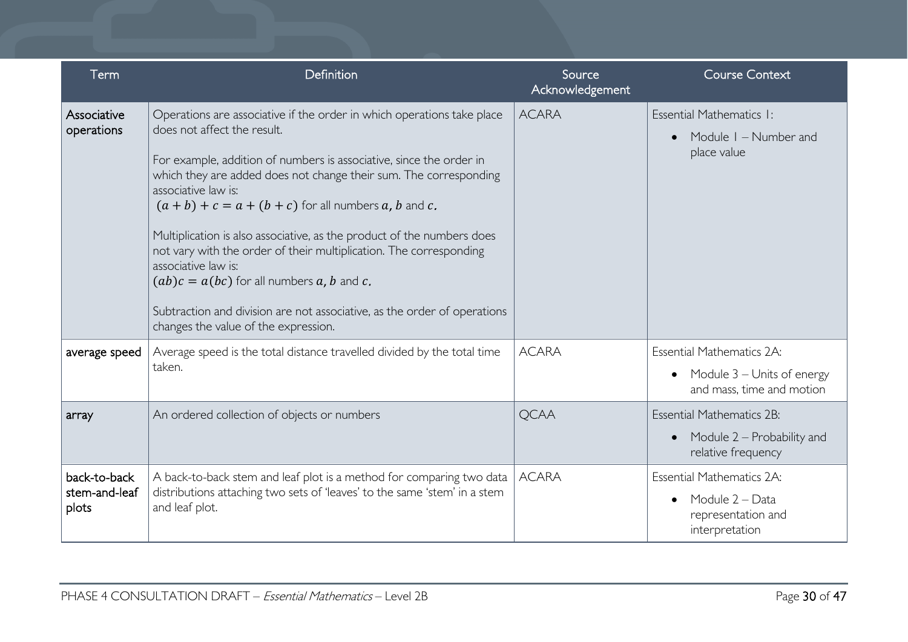| Term | Definition | Source Acknowledgement | Course Context |
| --- | --- | --- | --- |
| Associative operations | Operations are associative if the order in which operations take place does not affect the result.<br><br>For example, addition of numbers is associative, since the order in which they are added does not change their sum. The corresponding associative law is:<br>$(a + b) + c = a + (b + c)$ for all numbers $a$, $b$ and $c$.<br><br>Multiplication is also associative, as the product of the numbers does not vary with the order of their multiplication. The corresponding associative law is:<br>$(ab)c = a(bc)$ for all numbers $a$, $b$ and $c$.<br><br>Subtraction and division are not associative, as the order of operations changes the value of the expression. | ACARA | Essential Mathematics 1:<br>• Module 1 – Number and place value |
| average speed | Average speed is the total distance travelled divided by the total time taken. | ACARA | Essential Mathematics 2A:<br>• Module 3 – Units of energy and mass, time and motion |
| array | An ordered collection of objects or numbers | QCAA | Essential Mathematics 2B:<br>• Module 2 – Probability and relative frequency |
| back-to-back stem-and-leaf plots | A back-to-back stem and leaf plot is a method for comparing two data distributions attaching two sets of 'leaves' to the same 'stem' in a stem and leaf plot. | ACARA | Essential Mathematics 2A:<br>• Module 2 – Data representation and interpretation |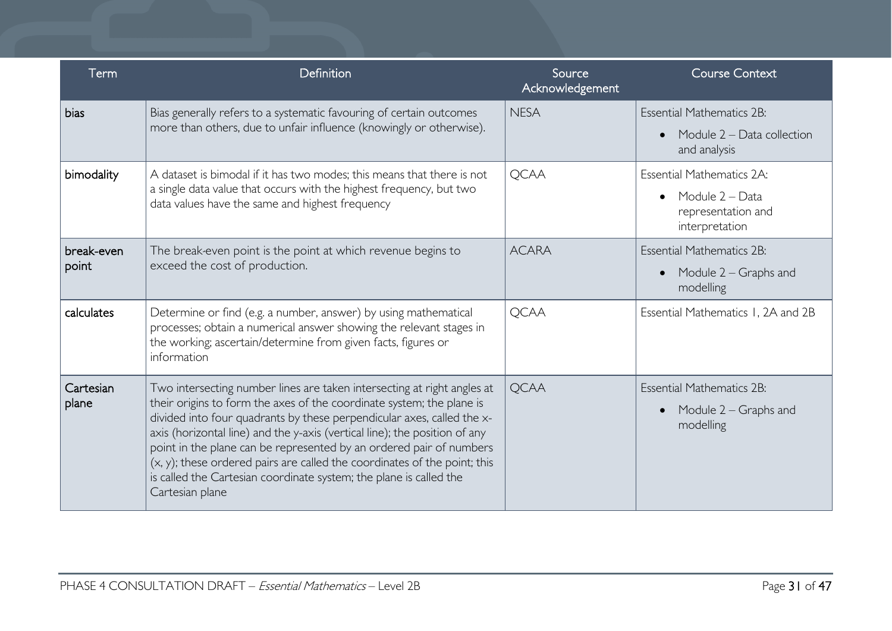| Term | Definition | Source Acknowledgement | Course Context |
|---|---|---|---|
| bias | Bias generally refers to a systematic favouring of certain outcomes more than others, due to unfair influence (knowingly or otherwise). | NESA | Essential Mathematics 2B: <br>• Module 2 – Data collection and analysis |
| bimodality | A dataset is bimodal if it has two modes; this means that there is not a single data value that occurs with the highest frequency, but two data values have the same and highest frequency | QCAA | Essential Mathematics 2A: <br>• Module 2 – Data representation and interpretation |
| break-even point | The break-even point is the point at which revenue begins to exceed the cost of production. | ACARA | Essential Mathematics 2B: <br>• Module 2 – Graphs and modelling |
| calculates | Determine or find (e.g. a number, answer) by using mathematical processes; obtain a numerical answer showing the relevant stages in the working; ascertain/determine from given facts, figures or information | QCAA | Essential Mathematics 1, 2A and 2B |
| Cartesian plane | Two intersecting number lines are taken intersecting at right angles at their origins to form the axes of the coordinate system; the plane is divided into four quadrants by these perpendicular axes, called the x-axis (horizontal line) and the y-axis (vertical line); the position of any point in the plane can be represented by an ordered pair of numbers (x, y); these ordered pairs are called the coordinates of the point; this is called the Cartesian coordinate system; the plane is called the Cartesian plane | QCAA | Essential Mathematics 2B: <br>• Module 2 – Graphs and modelling |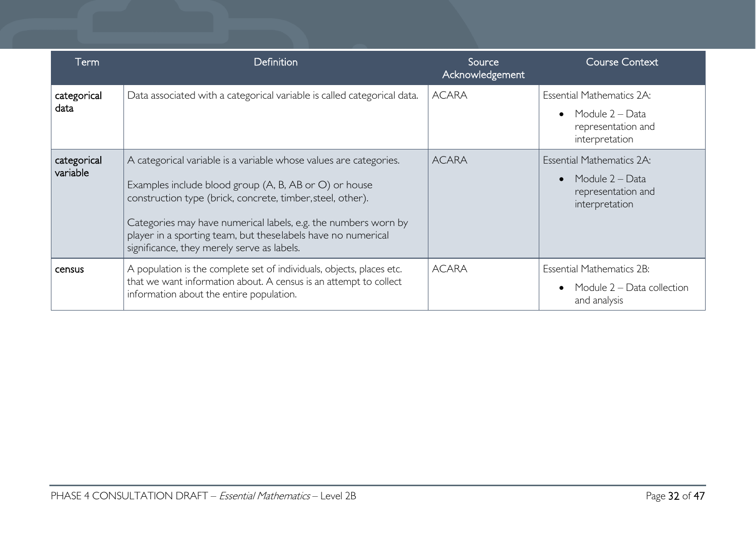| Term | Definition | Source Acknowledgement | Course Context |
|---|---|---|---|
| categorical data | Data associated with a categorical variable is called categorical data. | ACARA | Essential Mathematics 2A: <br>• Module 2 – Data representation and interpretation |
| categorical variable | A categorical variable is a variable whose values are categories.<br><br>Examples include blood group (A, B, AB or O) or house construction type (brick, concrete, timber,steel, other).<br><br>Categories may have numerical labels, e.g. the numbers worn by player in a sporting team, but theselabels have no numerical significance, they merely serve as labels. | ACARA | Essential Mathematics 2A: <br>• Module 2 – Data representation and interpretation |
| census | A population is the complete set of individuals, objects, places etc. that we want information about. A census is an attempt to collect information about the entire population. | ACARA | Essential Mathematics 2B: <br>• Module 2 – Data collection and analysis |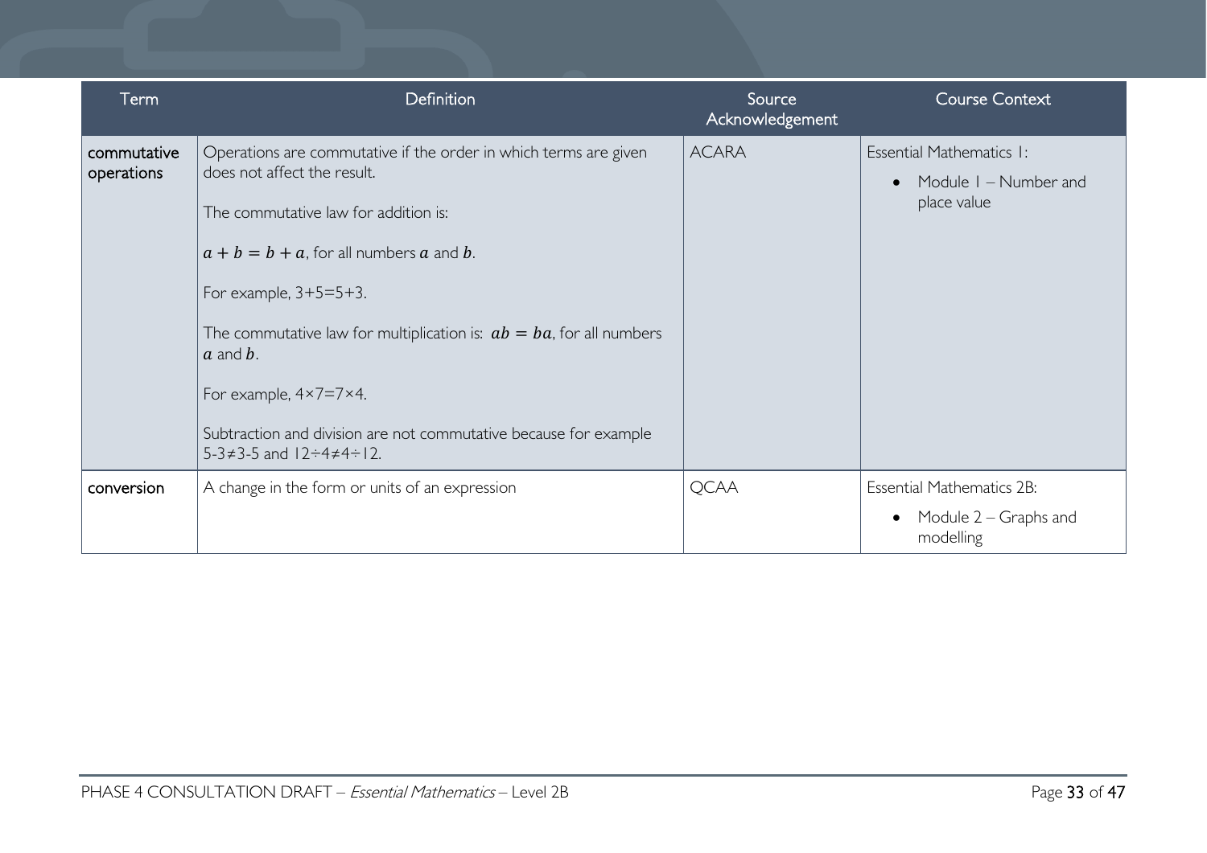| Term | Definition | Source Acknowledgement | Course Context |
| --- | --- | --- | --- |
| commutative operations | Operations are commutative if the order in which terms are given does not affect the result.<br><br>The commutative law for addition is:<br><br>$a + b = b + a$, for all numbers $a$ and $b$.<br><br>For example, 3+5=5+3.<br><br>The commutative law for multiplication is: $ab = ba$, for all numbers $a$ and $b$.<br><br>For example, 4×7=7×4.<br><br>Subtraction and division are not commutative because for example 5-3≠3-5 and 12÷4≠4÷12. | ACARA | Essential Mathematics 1:<br><br>• Module 1 – Number and place value |
| conversion | A change in the form or units of an expression | QCAA | Essential Mathematics 2B:<br><br>• Module 2 – Graphs and modelling |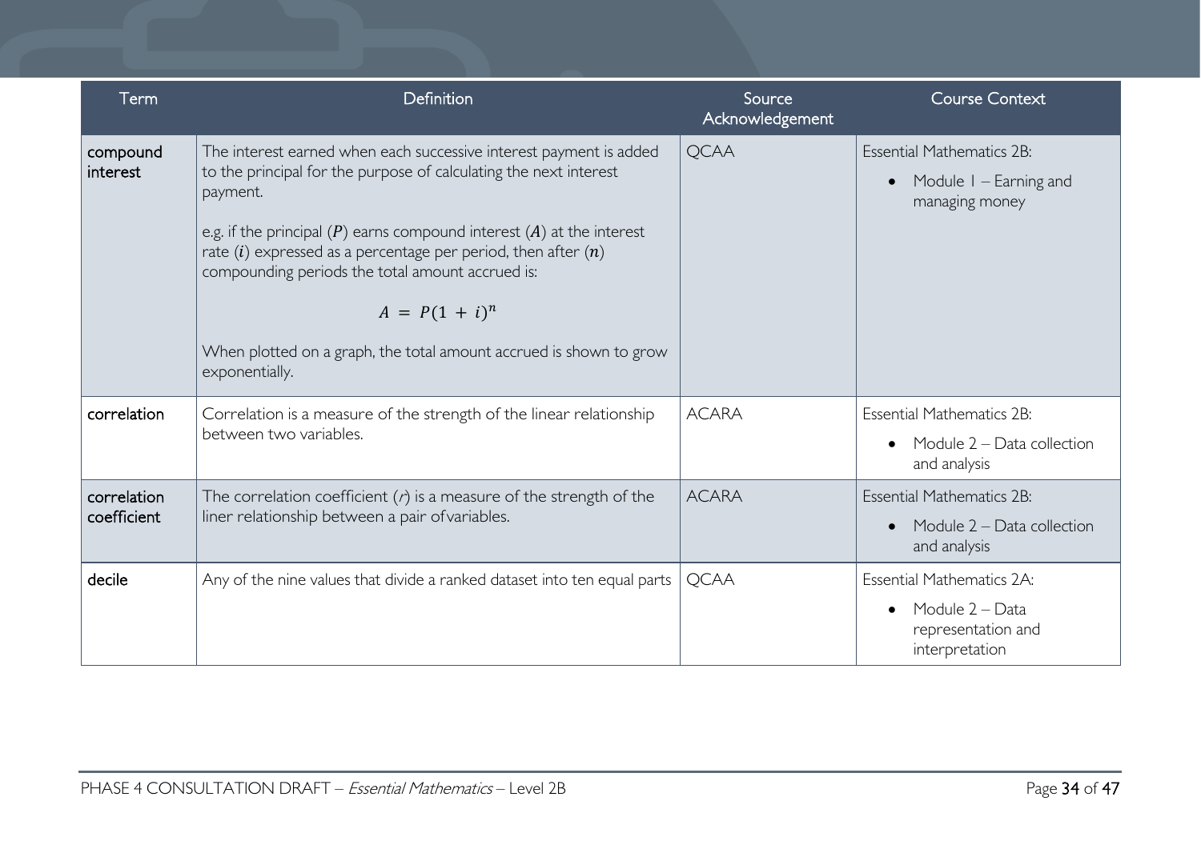| Term | Definition | Source Acknowledgement | Course Context |
|---|---|---|---|
| compound interest | The interest earned when each successive interest payment is added to the principal for the purpose of calculating the next interest payment.<br><br>e.g. if the principal ($P$) earns compound interest ($A$) at the interest rate ($i$) expressed as a percentage per period, then after ($n$) compounding periods the total amount accrued is:<br><br>$A = P(1 + i)^n$<br><br>When plotted on a graph, the total amount accrued is shown to grow exponentially. | QCAA | Essential Mathematics 2B:<br>• Module 1 – Earning and managing money |
| correlation | Correlation is a measure of the strength of the linear relationship between two variables. | ACARA | Essential Mathematics 2B:<br>• Module 2 – Data collection and analysis |
| correlation coefficient | The correlation coefficient ($r$) is a measure of the strength of the liner relationship between a pair ofvariables. | ACARA | Essential Mathematics 2B:<br>• Module 2 – Data collection and analysis |
| decile | Any of the nine values that divide a ranked dataset into ten equal parts | QCAA | Essential Mathematics 2A:<br>• Module 2 – Data representation and interpretation |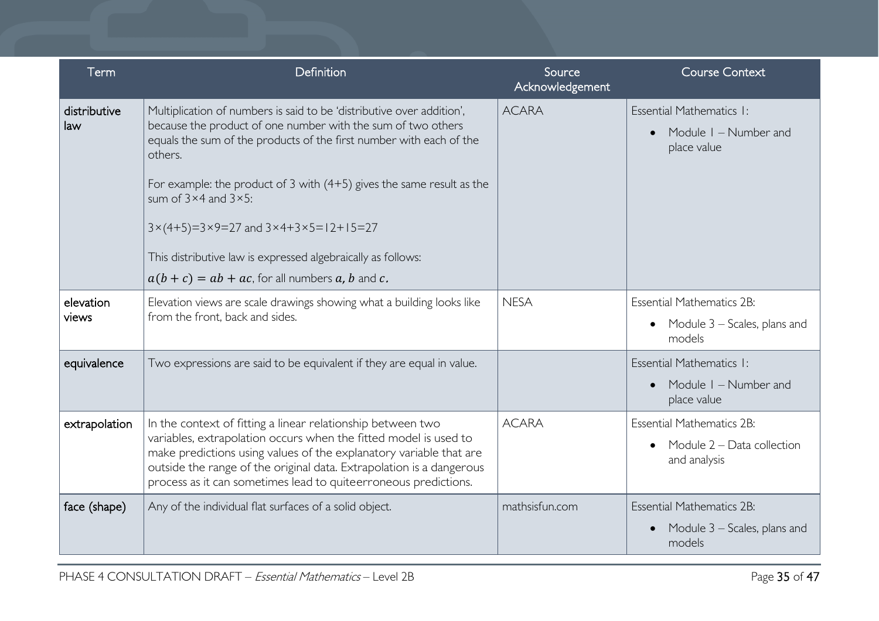| Term | Definition | Source Acknowledgement | Course Context |
|---|---|---|---|
| distributive law | Multiplication of numbers is said to be 'distributive over addition', because the product of one number with the sum of two others equals the sum of the products of the first number with each of the others.<br><br>For example: the product of 3 with (4+5) gives the same result as the sum of 3×4 and 3×5:<br><br>$3\times(4+5)=3\times9=27$ and $3\times4+3\times5=12+15=27$<br><br>This distributive law is expressed algebraically as follows:<br>$a(b+c)=ab+ac$, for all numbers $a$, $b$ and $c$. | ACARA | Essential Mathematics 1:<br>• Module 1 – Number and place value |
| elevation views | Elevation views are scale drawings showing what a building looks like from the front, back and sides. | NESA | Essential Mathematics 2B:<br>• Module 3 – Scales, plans and models |
| equivalence | Two expressions are said to be equivalent if they are equal in value. | | Essential Mathematics 1:<br>• Module 1 – Number and place value |
| extrapolation | In the context of fitting a linear relationship between two variables, extrapolation occurs when the fitted model is used to make predictions using values of the explanatory variable that are outside the range of the original data. Extrapolation is a dangerous process as it can sometimes lead to quiteerroneous predictions. | ACARA | Essential Mathematics 2B:<br>• Module 2 – Data collection and analysis |
| face (shape) | Any of the individual flat surfaces of a solid object. | mathsisfun.com | Essential Mathematics 2B:<br>• Module 3 – Scales, plans and models |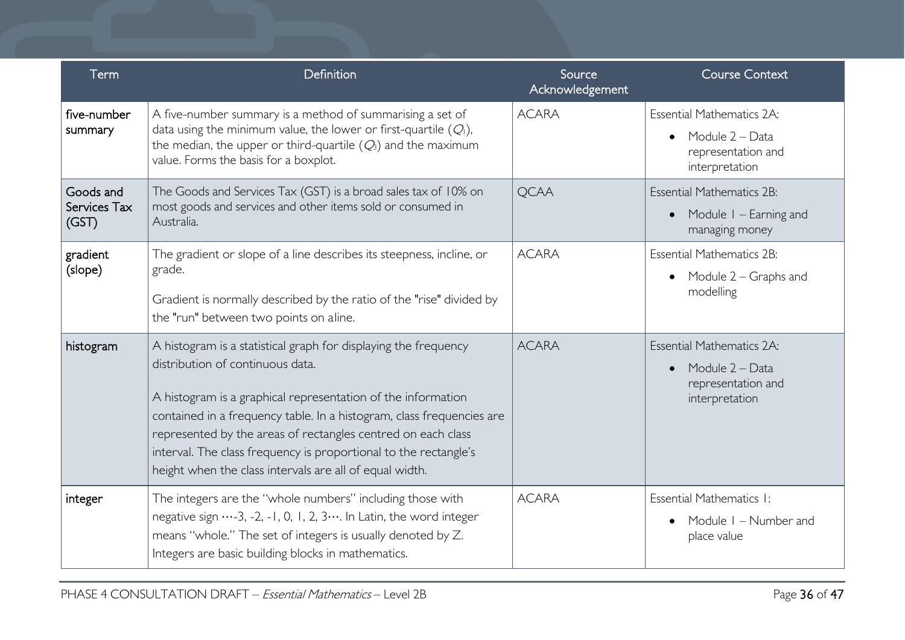| Term | Definition | Source Acknowledgement | Course Context |
|---|---|---|---|
| five-number summary | A five-number summary is a method of summarising a set of data using the minimum value, the lower or first-quartile ($Q_1$), the median, the upper or third-quartile ($Q_3$) and the maximum value. Forms the basis for a boxplot. | ACARA | Essential Mathematics 2A: <br>• Module 2 – Data representation and interpretation |
| Goods and Services Tax (GST) | The Goods and Services Tax (GST) is a broad sales tax of 10% on most goods and services and other items sold or consumed in Australia. | QCAA | Essential Mathematics 2B: <br>• Module 1 – Earning and managing money |
| gradient (slope) | The gradient or slope of a line describes its steepness, incline, or grade.<br><br>Gradient is normally described by the ratio of the "rise" divided by the "run" between two points on a line. | ACARA | Essential Mathematics 2B: <br>• Module 2 – Graphs and modelling |
| histogram | A histogram is a statistical graph for displaying the frequency distribution of continuous data.<br><br>A histogram is a graphical representation of the information contained in a frequency table. In a histogram, class frequencies are represented by the areas of rectangles centred on each class interval. The class frequency is proportional to the rectangle's height when the class intervals are all of equal width. | ACARA | Essential Mathematics 2A: <br>• Module 2 – Data representation and interpretation |
| integer | The integers are the "whole numbers" including those with negative sign ⋯-3, -2, -1, 0, 1, 2, 3⋯. In Latin, the word integer means "whole." The set of integers is usually denoted by Z. Integers are basic building blocks in mathematics. | ACARA | Essential Mathematics 1: <br>• Module 1 – Number and place value |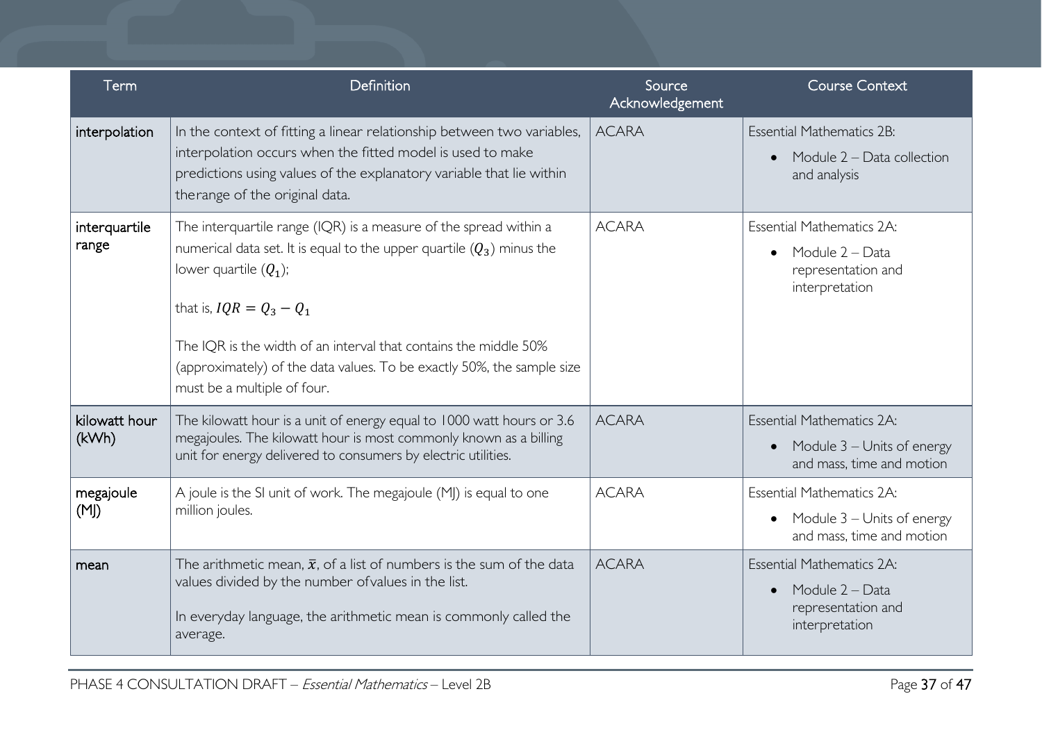| Term | Definition | Source Acknowledgement | Course Context |
|---|---|---|---|
| interpolation | In the context of fitting a linear relationship between two variables, interpolation occurs when the fitted model is used to make predictions using values of the explanatory variable that lie within therange of the original data. | ACARA | Essential Mathematics 2B: <br>• Module 2 – Data collection and analysis |
| interquartile range | The interquartile range (IQR) is a measure of the spread within a numerical data set. It is equal to the upper quartile ($Q_3$) minus the lower quartile ($Q_1$); <br><br>that is, $IQR = Q_3 - Q_1$ <br><br>The IQR is the width of an interval that contains the middle 50% (approximately) of the data values. To be exactly 50%, the sample size must be a multiple of four. | ACARA | Essential Mathematics 2A: <br>• Module 2 – Data representation and interpretation |
| kilowatt hour (kWh) | The kilowatt hour is a unit of energy equal to 1000 watt hours or 3.6 megajoules. The kilowatt hour is most commonly known as a billing unit for energy delivered to consumers by electric utilities. | ACARA | Essential Mathematics 2A: <br>• Module 3 – Units of energy and mass, time and motion |
| megajoule (MJ) | A joule is the SI unit of work. The megajoule (MJ) is equal to one million joules. | ACARA | Essential Mathematics 2A: <br>• Module 3 – Units of energy and mass, time and motion |
| mean | The arithmetic mean, $\bar{x}$, of a list of numbers is the sum of the data values divided by the number ofvalues in the list. <br><br>In everyday language, the arithmetic mean is commonly called the average. | ACARA | Essential Mathematics 2A: <br>• Module 2 – Data representation and interpretation |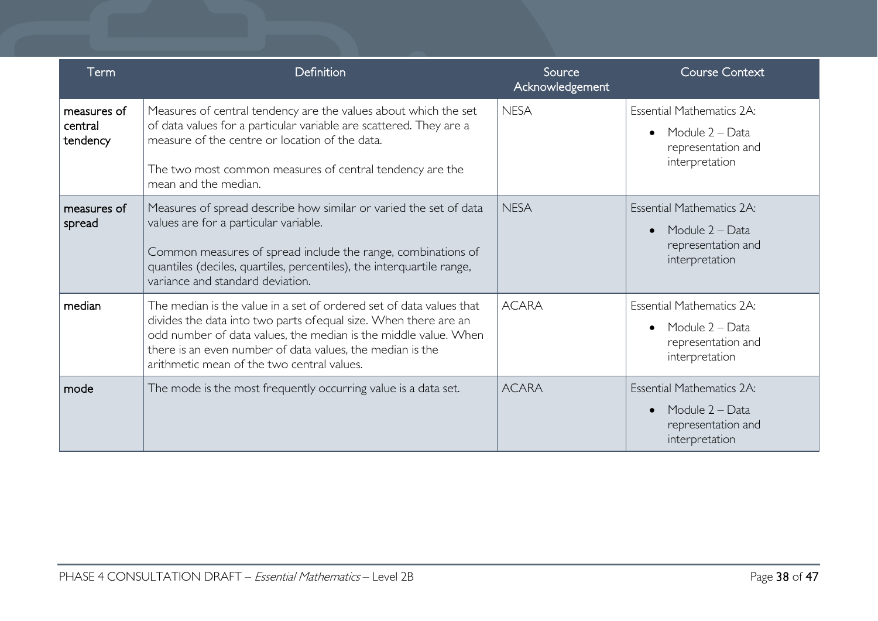| Term | Definition | Source Acknowledgement | Course Context |
|---|---|---|---|
| measures of central tendency | Measures of central tendency are the values about which the set of data values for a particular variable are scattered. They are a measure of the centre or location of the data.<br><br>The two most common measures of central tendency are the mean and the median. | NESA | Essential Mathematics 2A:<br>• Module 2 – Data representation and interpretation |
| measures of spread | Measures of spread describe how similar or varied the set of data values are for a particular variable.<br><br>Common measures of spread include the range, combinations of quantiles (deciles, quartiles, percentiles), the interquartile range, variance and standard deviation. | NESA | Essential Mathematics 2A:<br>• Module 2 – Data representation and interpretation |
| median | The median is the value in a set of ordered set of data values that divides the data into two parts ofequal size. When there are an odd number of data values, the median is the middle value. When there is an even number of data values, the median is the arithmetic mean of the two central values. | ACARA | Essential Mathematics 2A:<br>• Module 2 – Data representation and interpretation |
| mode | The mode is the most frequently occurring value is a data set. | ACARA | Essential Mathematics 2A:<br>• Module 2 – Data representation and interpretation |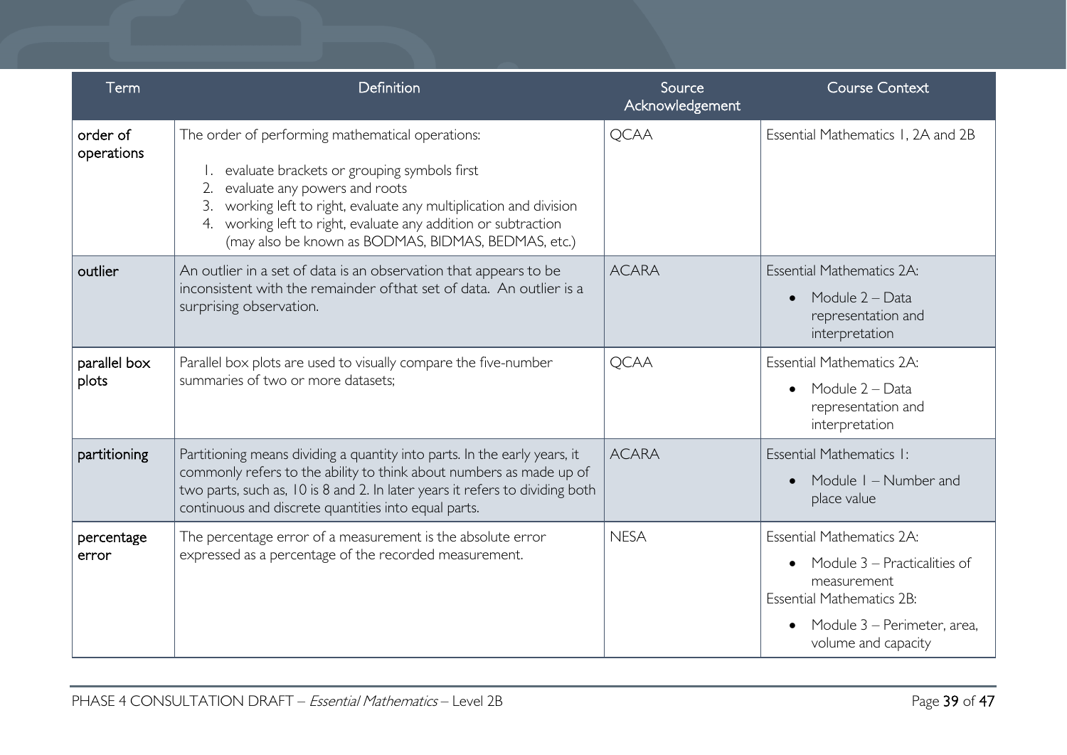| Term | Definition | Source Acknowledgement | Course Context |
|---|---|---|---|
| order of operations | The order of performing mathematical operations:<br>1. evaluate brackets or grouping symbols first<br>2. evaluate any powers and roots<br>3. working left to right, evaluate any multiplication and division<br>4. working left to right, evaluate any addition or subtraction (may also be known as BODMAS, BIDMAS, BEDMAS, etc.) | QCAA | Essential Mathematics 1, 2A and 2B |
| outlier | An outlier in a set of data is an observation that appears to be inconsistent with the remainder ofthat set of data. An outlier is a surprising observation. | ACARA | Essential Mathematics 2A:<br>• Module 2 – Data representation and interpretation |
| parallel box plots | Parallel box plots are used to visually compare the five-number summaries of two or more datasets; | QCAA | Essential Mathematics 2A:<br>• Module 2 – Data representation and interpretation |
| partitioning | Partitioning means dividing a quantity into parts. In the early years, it commonly refers to the ability to think about numbers as made up of two parts, such as, 10 is 8 and 2. In later years it refers to dividing both continuous and discrete quantities into equal parts. | ACARA | Essential Mathematics 1:<br>• Module 1 – Number and place value |
| percentage error | The percentage error of a measurement is the absolute error expressed as a percentage of the recorded measurement. | NESA | Essential Mathematics 2A:<br>• Module 3 – Practicalities of measurement<br>Essential Mathematics 2B:<br>• Module 3 – Perimeter, area, volume and capacity |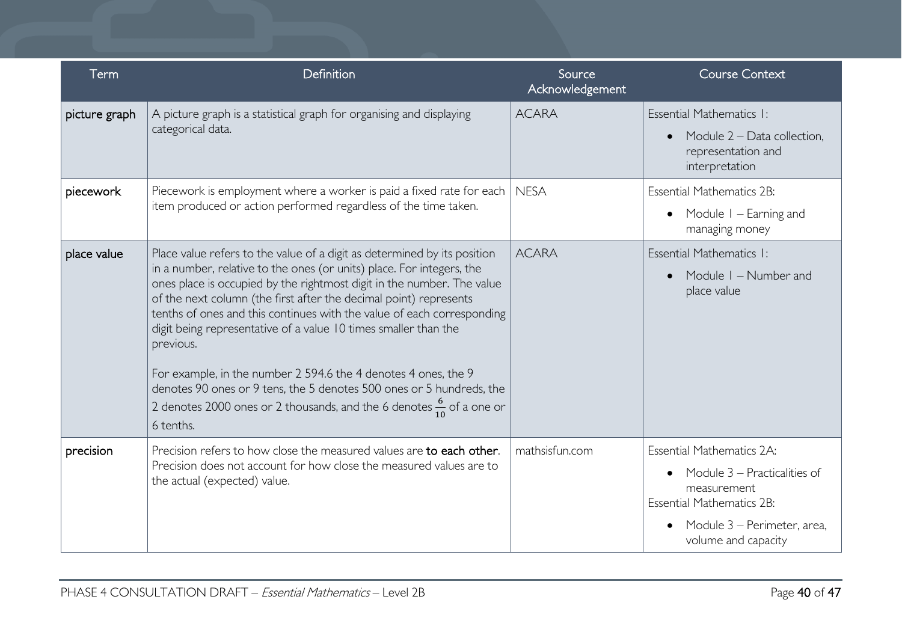| Term | Definition | Source Acknowledgement | Course Context |
|---|---|---|---|
| picture graph | A picture graph is a statistical graph for organising and displaying categorical data. | ACARA | Essential Mathematics 1: <br>• Module 2 – Data collection, representation and interpretation |
| piecework | Piecework is employment where a worker is paid a fixed rate for each item produced or action performed regardless of the time taken. | NESA | Essential Mathematics 2B: <br>• Module 1 – Earning and managing money |
| place value | Place value refers to the value of a digit as determined by its position in a number, relative to the ones (or units) place. For integers, the ones place is occupied by the rightmost digit in the number. The value of the next column (the first after the decimal point) represents tenths of ones and this continues with the value of each corresponding digit being representative of a value 10 times smaller than the previous. <br><br>For example, in the number 2 594.6 the 4 denotes 4 ones, the 9 denotes 90 ones or 9 tens, the 5 denotes 500 ones or 5 hundreds, the 2 denotes 2000 ones or 2 thousands, and the 6 denotes $\frac{6}{10}$ of a one or 6 tenths. | ACARA | Essential Mathematics 1: <br>• Module 1 – Number and place value |
| precision | Precision refers to how close the measured values are **to each other**. Precision does not account for how close the measured values are to the actual (expected) value. | mathsisfun.com | Essential Mathematics 2A: <br>• Module 3 – Practicalities of measurement <br>Essential Mathematics 2B: <br>• Module 3 – Perimeter, area, volume and capacity |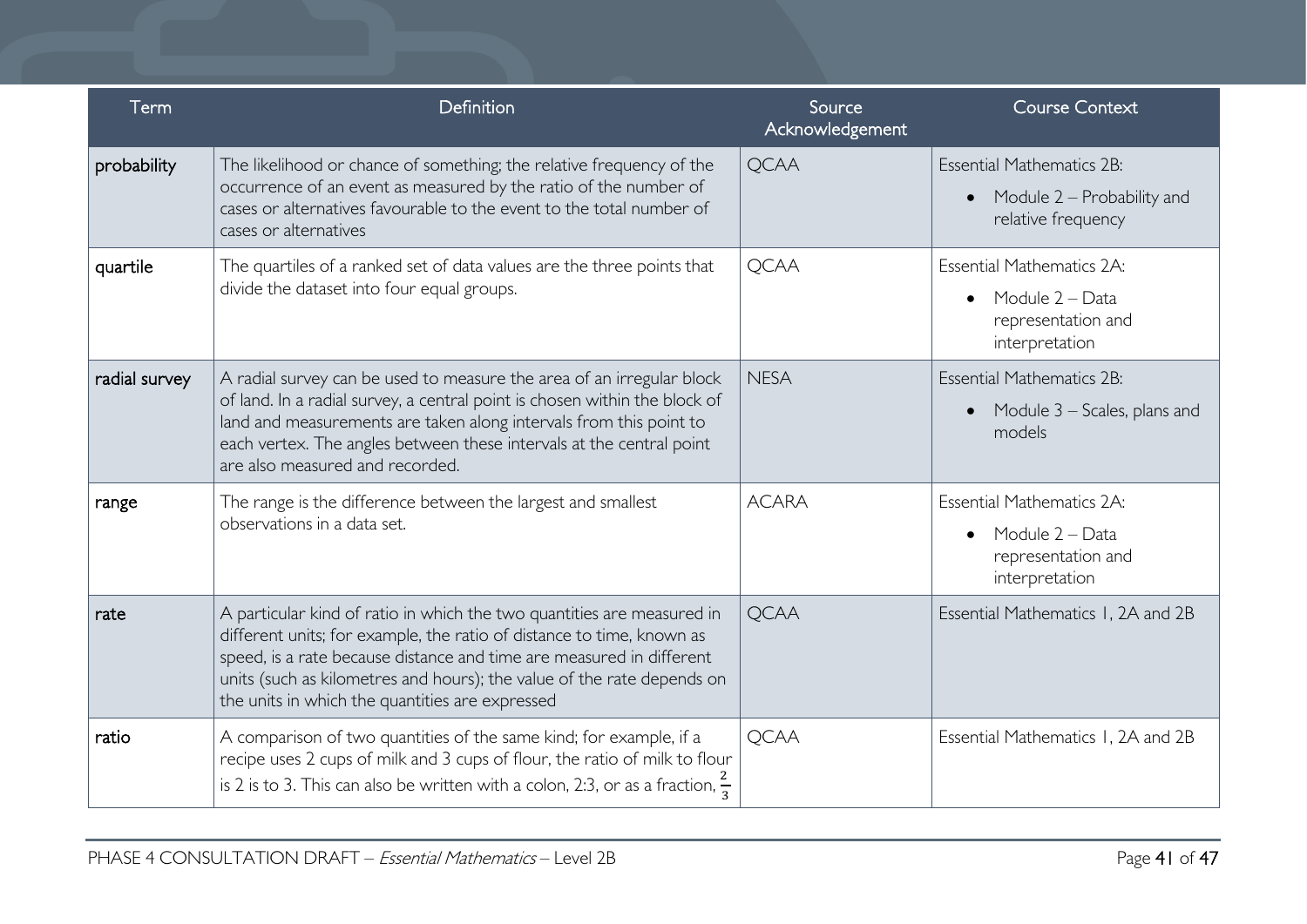| Term | Definition | Source Acknowledgement | Course Context |
|---|---|---|---|
| probability | The likelihood or chance of something; the relative frequency of the occurrence of an event as measured by the ratio of the number of cases or alternatives favourable to the event to the total number of cases or alternatives | QCAA | Essential Mathematics 2B:<br>• Module 2 – Probability and relative frequency |
| quartile | The quartiles of a ranked set of data values are the three points that divide the dataset into four equal groups. | QCAA | Essential Mathematics 2A:<br>• Module 2 – Data representation and interpretation |
| radial survey | A radial survey can be used to measure the area of an irregular block of land. In a radial survey, a central point is chosen within the block of land and measurements are taken along intervals from this point to each vertex. The angles between these intervals at the central point are also measured and recorded. | NESA | Essential Mathematics 2B:<br>• Module 3 – Scales, plans and models |
| range | The range is the difference between the largest and smallest observations in a data set. | ACARA | Essential Mathematics 2A:<br>• Module 2 – Data representation and interpretation |
| rate | A particular kind of ratio in which the two quantities are measured in different units; for example, the ratio of distance to time, known as speed, is a rate because distance and time are measured in different units (such as kilometres and hours); the value of the rate depends on the units in which the quantities are expressed | QCAA | Essential Mathematics 1, 2A and 2B |
| ratio | A comparison of two quantities of the same kind; for example, if a recipe uses 2 cups of milk and 3 cups of flour, the ratio of milk to flour is 2 is to 3. This can also be written with a colon, 2:3, or as a fraction, $\frac{2}{3}$ | QCAA | Essential Mathematics 1, 2A and 2B |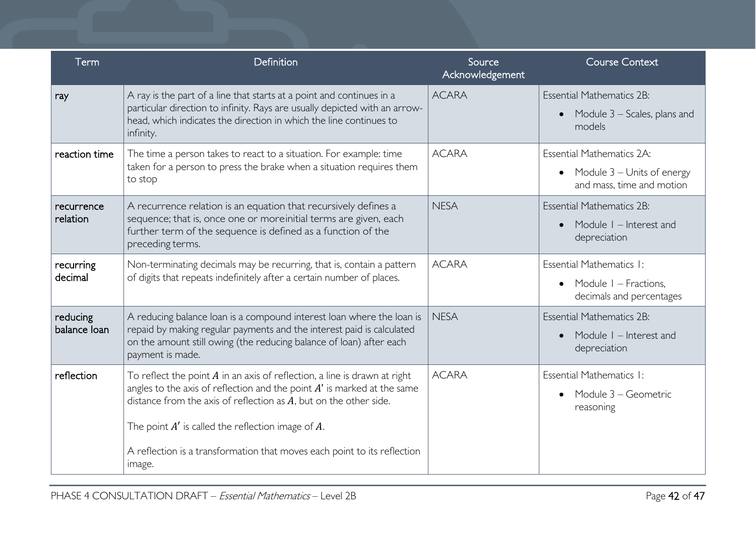| Term | Definition | Source Acknowledgement | Course Context |
| --- | --- | --- | --- |
| ray | A ray is the part of a line that starts at a point and continues in a particular direction to infinity. Rays are usually depicted with an arrow-head, which indicates the direction in which the line continues to infinity. | ACARA | Essential Mathematics 2B: <br>• Module 3 – Scales, plans and models |
| reaction time | The time a person takes to react to a situation. For example: time taken for a person to press the brake when a situation requires them to stop | ACARA | Essential Mathematics 2A: <br>• Module 3 – Units of energy and mass, time and motion |
| recurrence relation | A recurrence relation is an equation that recursively defines a sequence; that is, once one or moreinitial terms are given, each further term of the sequence is defined as a function of the preceding terms. | NESA | Essential Mathematics 2B: <br>• Module 1 – Interest and depreciation |
| recurring decimal | Non-terminating decimals may be recurring, that is, contain a pattern of digits that repeats indefinitely after a certain number of places. | ACARA | Essential Mathematics 1: <br>• Module 1 – Fractions, decimals and percentages |
| reducing balance loan | A reducing balance loan is a compound interest loan where the loan is repaid by making regular payments and the interest paid is calculated on the amount still owing (the reducing balance of loan) after each payment is made. | NESA | Essential Mathematics 2B: <br>• Module 1 – Interest and depreciation |
| reflection | To reflect the point $A$ in an axis of reflection, a line is drawn at right angles to the axis of reflection and the point $A'$ is marked at the same distance from the axis of reflection as $A$, but on the other side. <br><br>The point $A'$ is called the reflection image of $A$. <br><br>A reflection is a transformation that moves each point to its reflection image. | ACARA | Essential Mathematics 1: <br>• Module 3 – Geometric reasoning |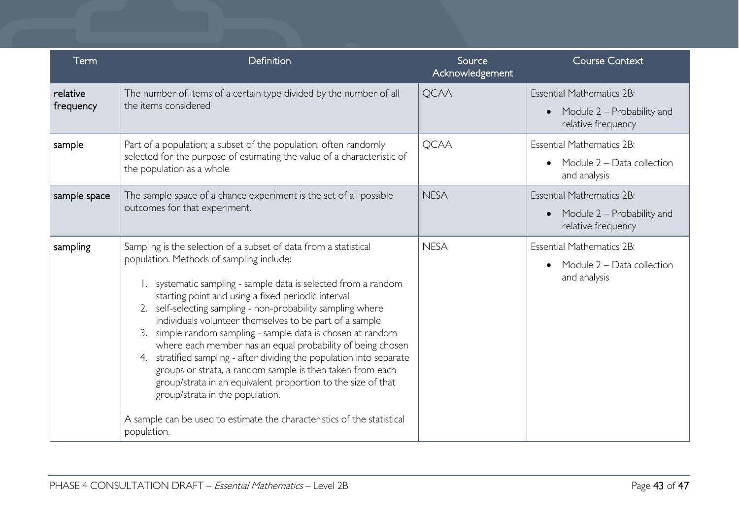| Term | Definition | Source Acknowledgement | Course Context |
| --- | --- | --- | --- |
| **relative frequency** | The number of items of a certain type divided by the number of all the items considered | QCAA | Essential Mathematics 2B: <br>• Module 2 – Probability and relative frequency |
| **sample** | Part of a population; a subset of the population, often randomly selected for the purpose of estimating the value of a characteristic of the population as a whole | QCAA | Essential Mathematics 2B: <br>• Module 2 – Data collection and analysis |
| **sample space** | The sample space of a chance experiment is the set of all possible outcomes for that experiment. | NESA | Essential Mathematics 2B: <br>• Module 2 – Probability and relative frequency |
| **sampling** | Sampling is the selection of a subset of data from a statistical population. Methods of sampling include: <br>1. systematic sampling - sample data is selected from a random starting point and using a fixed periodic interval <br>2. self-selecting sampling - non-probability sampling where individuals volunteer themselves to be part of a sample <br>3. simple random sampling - sample data is chosen at random where each member has an equal probability of being chosen <br>4. stratified sampling - after dividing the population into separate groups or strata, a random sample is then taken from each group/strata in an equivalent proportion to the size of that group/strata in the population. <br><br>A sample can be used to estimate the characteristics of the statistical population. | NESA | Essential Mathematics 2B: <br>• Module 2 – Data collection and analysis |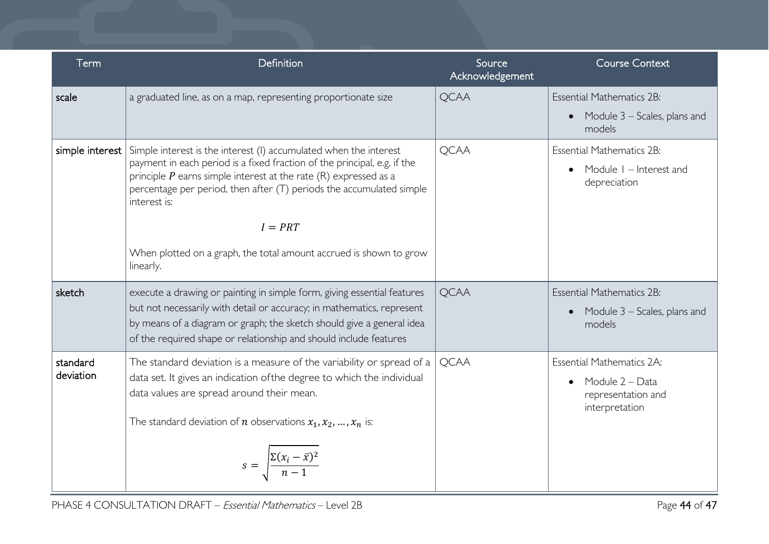| Term | Definition | Source Acknowledgement | Course Context |
|---|---|---|---|
| scale | a graduated line, as on a map, representing proportionate size | QCAA | Essential Mathematics 2B: <br>• Module 3 – Scales, plans and models |
| simple interest | Simple interest is the interest (I) accumulated when the interest payment in each period is a fixed fraction of the principal, e.g. if the principle $P$ earns simple interest at the rate (R) expressed as a percentage per period, then after (T) periods the accumulated simple interest is: <br><br> $I = PRT$ <br><br> When plotted on a graph, the total amount accrued is shown to grow linearly. | QCAA | Essential Mathematics 2B: <br>• Module 1 – Interest and depreciation |
| sketch | execute a drawing or painting in simple form, giving essential features but not necessarily with detail or accuracy; in mathematics, represent by means of a diagram or graph; the sketch should give a general idea of the required shape or relationship and should include features | QCAA | Essential Mathematics 2B: <br>• Module 3 – Scales, plans and models |
| standard deviation | The standard deviation is a measure of the variability or spread of a data set. It gives an indication ofthe degree to which the individual data values are spread around their mean. <br><br> The standard deviation of $n$ observations $x_1, x_2, \ldots, x_n$ is: <br><br> $s = \sqrt{\frac{\Sigma(x_i - \bar{x})^2}{n-1}}$ | QCAA | Essential Mathematics 2A: <br>• Module 2 – Data representation and interpretation |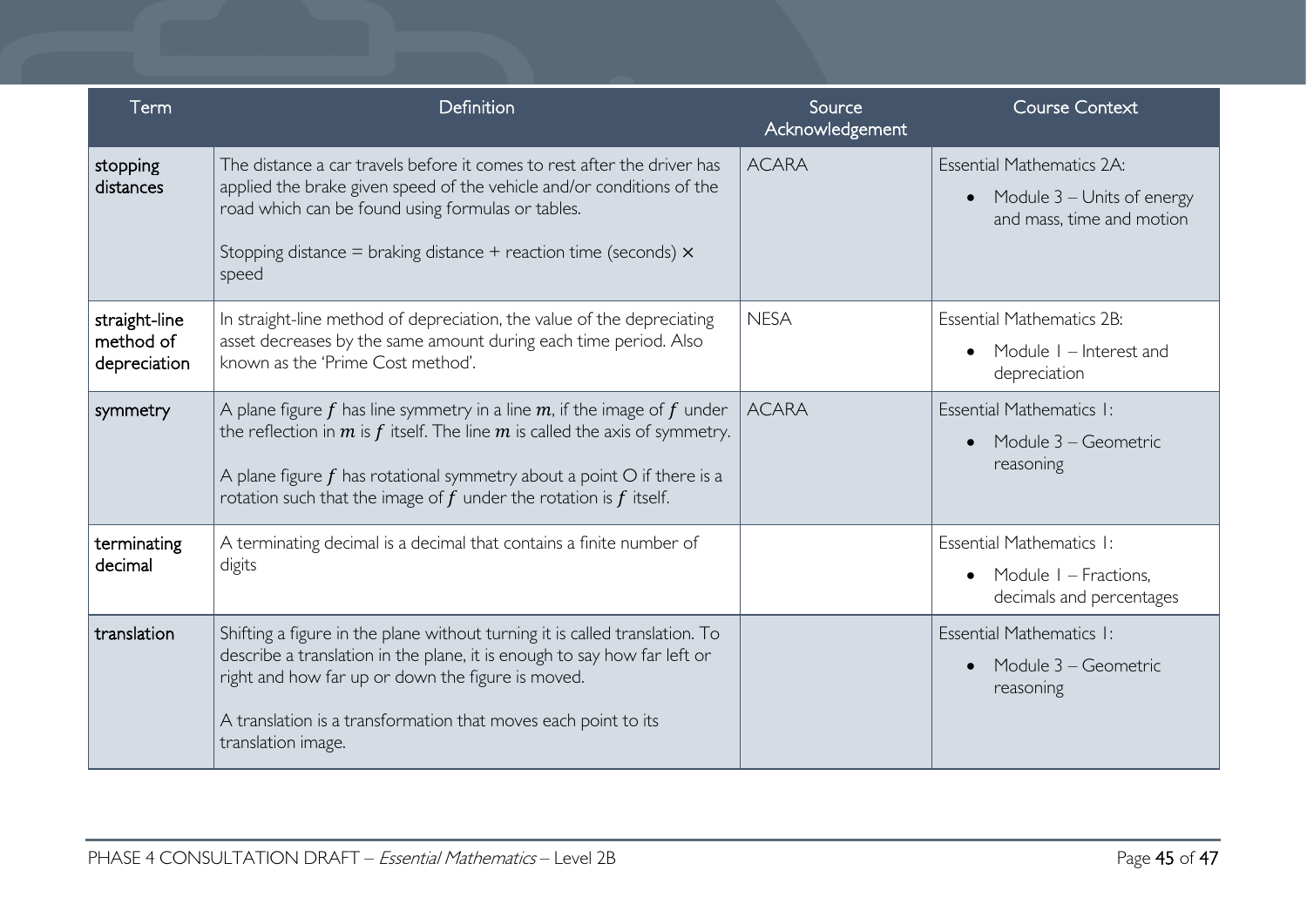| Term | Definition | Source Acknowledgement | Course Context |
|---|---|---|---|
| stopping distances | The distance a car travels before it comes to rest after the driver has applied the brake given speed of the vehicle and/or conditions of the road which can be found using formulas or tables.<br><br>Stopping distance = braking distance + reaction time (seconds) × speed | ACARA | Essential Mathematics 2A:<br>• Module 3 – Units of energy and mass, time and motion |
| straight-line method of depreciation | In straight-line method of depreciation, the value of the depreciating asset decreases by the same amount during each time period. Also known as the 'Prime Cost method'. | NESA | Essential Mathematics 2B:<br>• Module 1 – Interest and depreciation |
| symmetry | A plane figure $f$ has line symmetry in a line $m$, if the image of $f$ under the reflection in $m$ is $f$ itself. The line $m$ is called the axis of symmetry.<br><br>A plane figure $f$ has rotational symmetry about a point O if there is a rotation such that the image of $f$ under the rotation is $f$ itself. | ACARA | Essential Mathematics 1:<br>• Module 3 – Geometric reasoning |
| terminating decimal | A terminating decimal is a decimal that contains a finite number of digits | | Essential Mathematics 1:<br>• Module 1 – Fractions, decimals and percentages |
| translation | Shifting a figure in the plane without turning it is called translation. To describe a translation in the plane, it is enough to say how far left or right and how far up or down the figure is moved.<br><br>A translation is a transformation that moves each point to its translation image. | | Essential Mathematics 1:<br>• Module 3 – Geometric reasoning |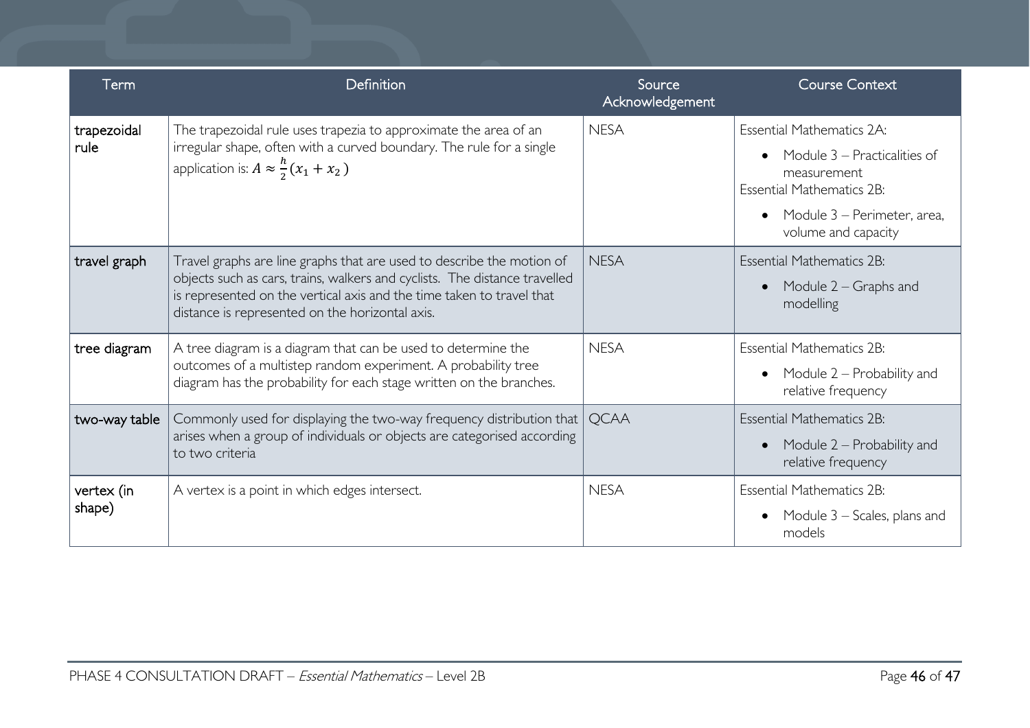| Term | Definition | Source Acknowledgement | Course Context |
|---|---|---|---|
| trapezoidal rule | The trapezoidal rule uses trapezia to approximate the area of an irregular shape, often with a curved boundary. The rule for a single application is: $A \approx \frac{h}{2}(x_1 + x_2)$ | NESA | Essential Mathematics 2A: <br>• Module 3 – Practicalities of measurement <br>Essential Mathematics 2B: <br>• Module 3 – Perimeter, area, volume and capacity |
| travel graph | Travel graphs are line graphs that are used to describe the motion of objects such as cars, trains, walkers and cyclists. The distance travelled is represented on the vertical axis and the time taken to travel that distance is represented on the horizontal axis. | NESA | Essential Mathematics 2B: <br>• Module 2 – Graphs and modelling |
| tree diagram | A tree diagram is a diagram that can be used to determine the outcomes of a multistep random experiment. A probability tree diagram has the probability for each stage written on the branches. | NESA | Essential Mathematics 2B: <br>• Module 2 – Probability and relative frequency |
| two-way table | Commonly used for displaying the two-way frequency distribution that arises when a group of individuals or objects are categorised according to two criteria | QCAA | Essential Mathematics 2B: <br>• Module 2 – Probability and relative frequency |
| vertex (in shape) | A vertex is a point in which edges intersect. | NESA | Essential Mathematics 2B: <br>• Module 3 – Scales, plans and models |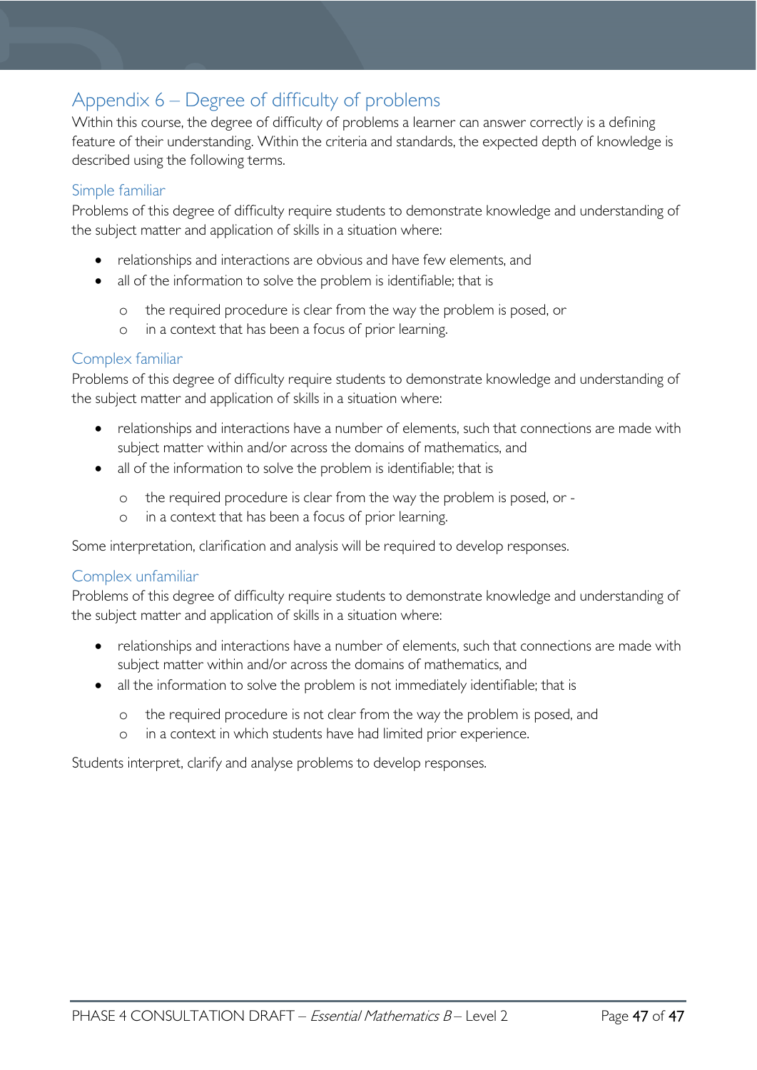# Appendix 6 – Degree of difficulty of problems

Within this course, the degree of difficulty of problems a learner can answer correctly is a defining feature of their understanding. Within the criteria and standards, the expected depth of knowledge is described using the following terms.

## Simple familiar

Problems of this degree of difficulty require students to demonstrate knowledge and understanding of the subject matter and application of skills in a situation where:

- relationships and interactions are obvious and have few elements, and
- all of the information to solve the problem is identifiable; that is
  - the required procedure is clear from the way the problem is posed, or
  - in a context that has been a focus of prior learning.

## Complex familiar

Problems of this degree of difficulty require students to demonstrate knowledge and understanding of the subject matter and application of skills in a situation where:

- relationships and interactions have a number of elements, such that connections are made with subject matter within and/or across the domains of mathematics, and
- all of the information to solve the problem is identifiable; that is
  - the required procedure is clear from the way the problem is posed, or -
  - in a context that has been a focus of prior learning.

Some interpretation, clarification and analysis will be required to develop responses.

## Complex unfamiliar

Problems of this degree of difficulty require students to demonstrate knowledge and understanding of the subject matter and application of skills in a situation where:

- relationships and interactions have a number of elements, such that connections are made with subject matter within and/or across the domains of mathematics, and
- all the information to solve the problem is not immediately identifiable; that is
  - the required procedure is not clear from the way the problem is posed, and
  - in a context in which students have had limited prior experience.

Students interpret, clarify and analyse problems to develop responses.